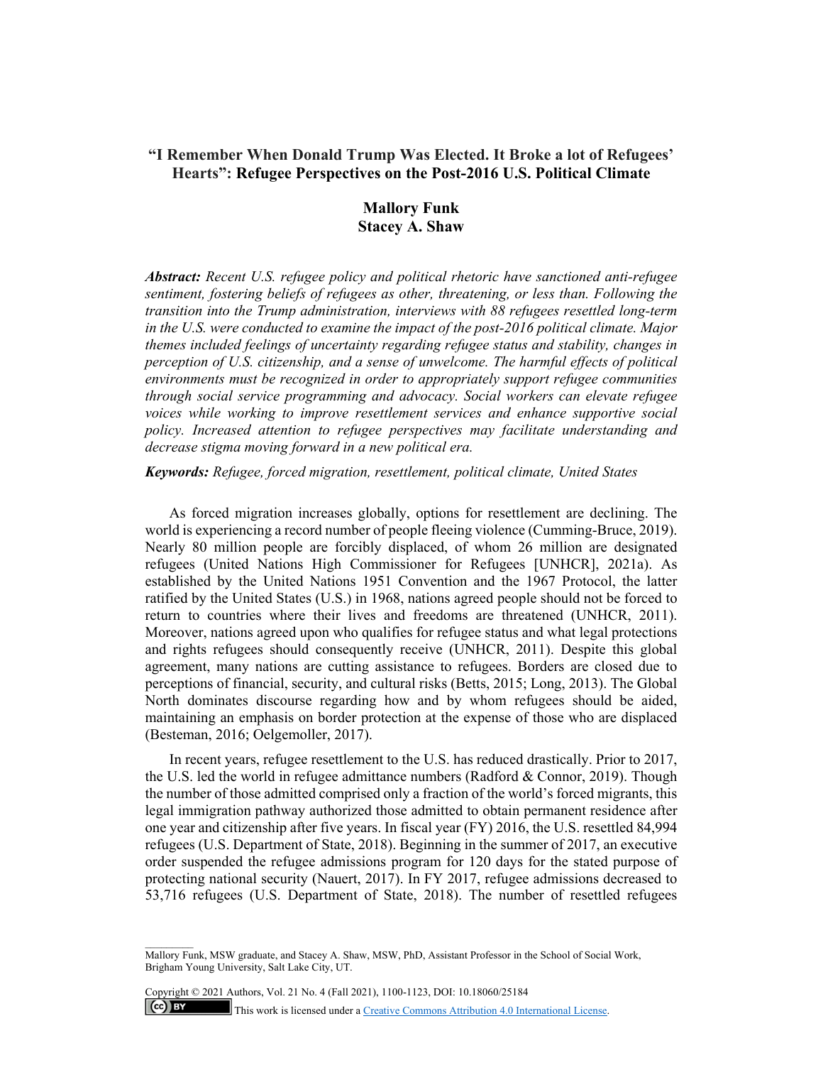# "I Remember When Donald Trump Was Elected. It Broke a lot of Refugees' Hearts": Refugee Perspectives on the Post-2016 U.S. Political Climate

**Mallory Funk**
**Stacey A. Shaw**

***Abstract:*** *Recent U.S. refugee policy and political rhetoric have sanctioned anti-refugee sentiment, fostering beliefs of refugees as other, threatening, or less than. Following the transition into the Trump administration, interviews with 88 refugees resettled long-term in the U.S. were conducted to examine the impact of the post-2016 political climate. Major themes included feelings of uncertainty regarding refugee status and stability, changes in perception of U.S. citizenship, and a sense of unwelcome. The harmful effects of political environments must be recognized in order to appropriately support refugee communities through social service programming and advocacy. Social workers can elevate refugee voices while working to improve resettlement services and enhance supportive social policy. Increased attention to refugee perspectives may facilitate understanding and decrease stigma moving forward in a new political era.*

***Keywords:*** *Refugee, forced migration, resettlement, political climate, United States*

As forced migration increases globally, options for resettlement are declining. The world is experiencing a record number of people fleeing violence (Cumming-Bruce, 2019). Nearly 80 million people are forcibly displaced, of whom 26 million are designated refugees (United Nations High Commissioner for Refugees [UNHCR], 2021a). As established by the United Nations 1951 Convention and the 1967 Protocol, the latter ratified by the United States (U.S.) in 1968, nations agreed people should not be forced to return to countries where their lives and freedoms are threatened (UNHCR, 2011). Moreover, nations agreed upon who qualifies for refugee status and what legal protections and rights refugees should consequently receive (UNHCR, 2011). Despite this global agreement, many nations are cutting assistance to refugees. Borders are closed due to perceptions of financial, security, and cultural risks (Betts, 2015; Long, 2013). The Global North dominates discourse regarding how and by whom refugees should be aided, maintaining an emphasis on border protection at the expense of those who are displaced (Besteman, 2016; Oelgemoller, 2017).

In recent years, refugee resettlement to the U.S. has reduced drastically. Prior to 2017, the U.S. led the world in refugee admittance numbers (Radford & Connor, 2019). Though the number of those admitted comprised only a fraction of the world's forced migrants, this legal immigration pathway authorized those admitted to obtain permanent residence after one year and citizenship after five years. In fiscal year (FY) 2016, the U.S. resettled 84,994 refugees (U.S. Department of State, 2018). Beginning in the summer of 2017, an executive order suspended the refugee admissions program for 120 days for the stated purpose of protecting national security (Nauert, 2017). In FY 2017, refugee admissions decreased to 53,716 refugees (U.S. Department of State, 2018). The number of resettled refugees

Mallory Funk, MSW graduate, and Stacey A. Shaw, MSW, PhD, Assistant Professor in the School of Social Work, Brigham Young University, Salt Lake City, UT.

Copyright © 2021 Authors, Vol. 21 No. 4 (Fall 2021), 1100-1123, DOI: 10.18060/25184

This work is licensed under a Creative Commons Attribution 4.0 International License.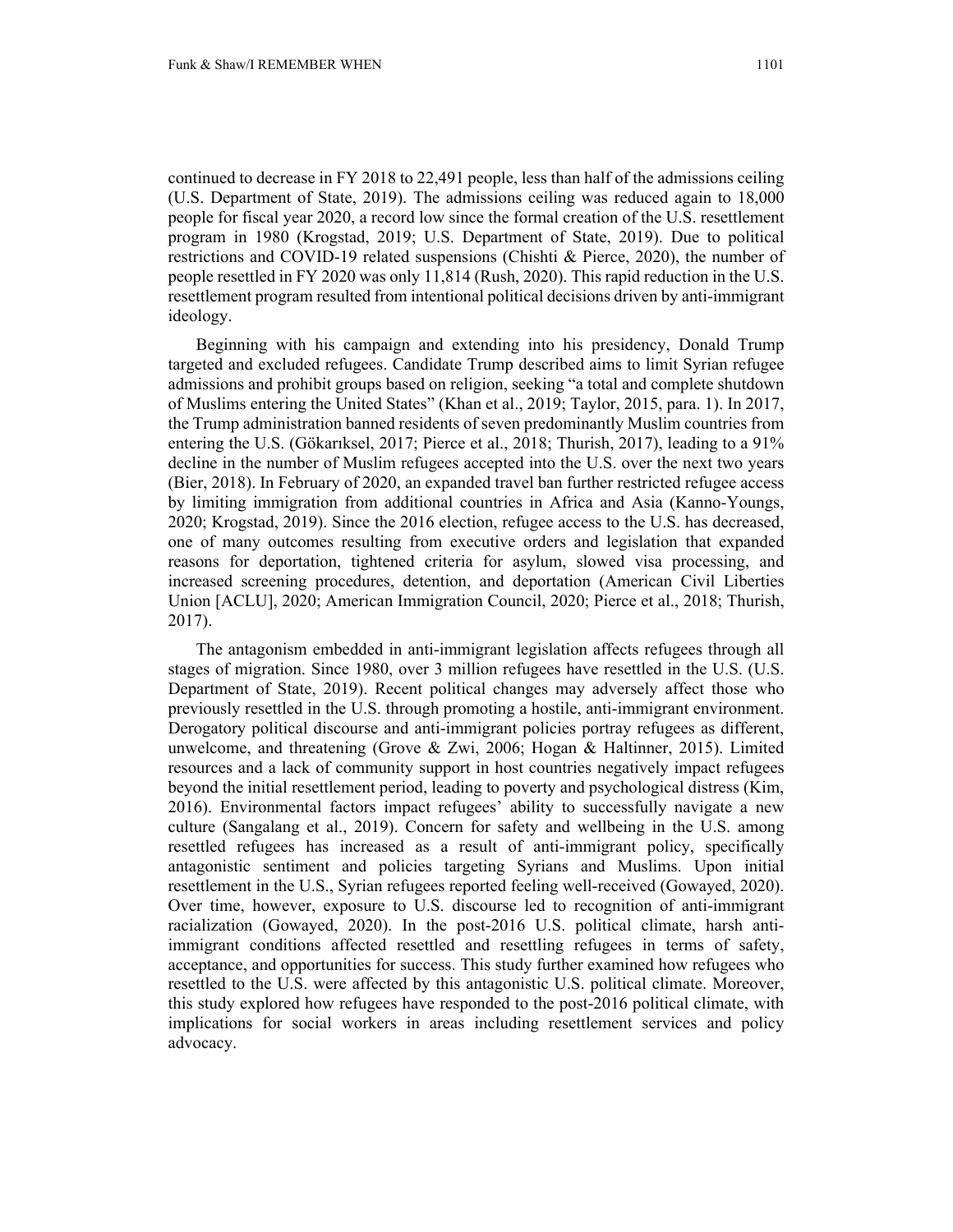continued to decrease in FY 2018 to 22,491 people, less than half of the admissions ceiling (U.S. Department of State, 2019). The admissions ceiling was reduced again to 18,000 people for fiscal year 2020, a record low since the formal creation of the U.S. resettlement program in 1980 (Krogstad, 2019; U.S. Department of State, 2019). Due to political restrictions and COVID-19 related suspensions (Chishti & Pierce, 2020), the number of people resettled in FY 2020 was only 11,814 (Rush, 2020). This rapid reduction in the U.S. resettlement program resulted from intentional political decisions driven by anti-immigrant ideology.

Beginning with his campaign and extending into his presidency, Donald Trump targeted and excluded refugees. Candidate Trump described aims to limit Syrian refugee admissions and prohibit groups based on religion, seeking "a total and complete shutdown of Muslims entering the United States" (Khan et al., 2019; Taylor, 2015, para. 1). In 2017, the Trump administration banned residents of seven predominantly Muslim countries from entering the U.S. (Gökarıksel, 2017; Pierce et al., 2018; Thurish, 2017), leading to a 91% decline in the number of Muslim refugees accepted into the U.S. over the next two years (Bier, 2018). In February of 2020, an expanded travel ban further restricted refugee access by limiting immigration from additional countries in Africa and Asia (Kanno-Youngs, 2020; Krogstad, 2019). Since the 2016 election, refugee access to the U.S. has decreased, one of many outcomes resulting from executive orders and legislation that expanded reasons for deportation, tightened criteria for asylum, slowed visa processing, and increased screening procedures, detention, and deportation (American Civil Liberties Union [ACLU], 2020; American Immigration Council, 2020; Pierce et al., 2018; Thurish, 2017).

The antagonism embedded in anti-immigrant legislation affects refugees through all stages of migration. Since 1980, over 3 million refugees have resettled in the U.S. (U.S. Department of State, 2019). Recent political changes may adversely affect those who previously resettled in the U.S. through promoting a hostile, anti-immigrant environment. Derogatory political discourse and anti-immigrant policies portray refugees as different, unwelcome, and threatening (Grove & Zwi, 2006; Hogan & Haltinner, 2015). Limited resources and a lack of community support in host countries negatively impact refugees beyond the initial resettlement period, leading to poverty and psychological distress (Kim, 2016). Environmental factors impact refugees' ability to successfully navigate a new culture (Sangalang et al., 2019). Concern for safety and wellbeing in the U.S. among resettled refugees has increased as a result of anti-immigrant policy, specifically antagonistic sentiment and policies targeting Syrians and Muslims. Upon initial resettlement in the U.S., Syrian refugees reported feeling well-received (Gowayed, 2020). Over time, however, exposure to U.S. discourse led to recognition of anti-immigrant racialization (Gowayed, 2020). In the post-2016 U.S. political climate, harsh anti-immigrant conditions affected resettled and resettling refugees in terms of safety, acceptance, and opportunities for success. This study further examined how refugees who resettled to the U.S. were affected by this antagonistic U.S. political climate. Moreover, this study explored how refugees have responded to the post-2016 political climate, with implications for social workers in areas including resettlement services and policy advocacy.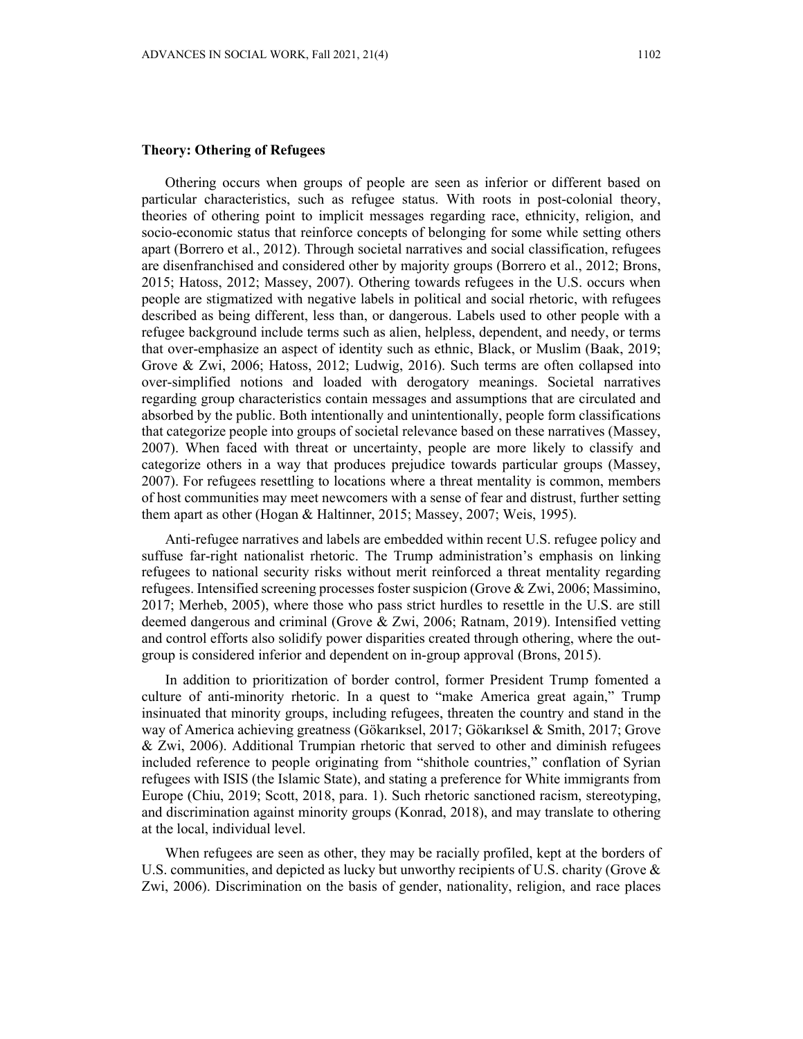**Theory: Othering of Refugees**

Othering occurs when groups of people are seen as inferior or different based on particular characteristics, such as refugee status. With roots in post-colonial theory, theories of othering point to implicit messages regarding race, ethnicity, religion, and socio-economic status that reinforce concepts of belonging for some while setting others apart (Borrero et al., 2012). Through societal narratives and social classification, refugees are disenfranchised and considered other by majority groups (Borrero et al., 2012; Brons, 2015; Hatoss, 2012; Massey, 2007). Othering towards refugees in the U.S. occurs when people are stigmatized with negative labels in political and social rhetoric, with refugees described as being different, less than, or dangerous. Labels used to other people with a refugee background include terms such as alien, helpless, dependent, and needy, or terms that over-emphasize an aspect of identity such as ethnic, Black, or Muslim (Baak, 2019; Grove & Zwi, 2006; Hatoss, 2012; Ludwig, 2016). Such terms are often collapsed into over-simplified notions and loaded with derogatory meanings. Societal narratives regarding group characteristics contain messages and assumptions that are circulated and absorbed by the public. Both intentionally and unintentionally, people form classifications that categorize people into groups of societal relevance based on these narratives (Massey, 2007). When faced with threat or uncertainty, people are more likely to classify and categorize others in a way that produces prejudice towards particular groups (Massey, 2007). For refugees resettling to locations where a threat mentality is common, members of host communities may meet newcomers with a sense of fear and distrust, further setting them apart as other (Hogan & Haltinner, 2015; Massey, 2007; Weis, 1995).

Anti-refugee narratives and labels are embedded within recent U.S. refugee policy and suffuse far-right nationalist rhetoric. The Trump administration's emphasis on linking refugees to national security risks without merit reinforced a threat mentality regarding refugees. Intensified screening processes foster suspicion (Grove & Zwi, 2006; Massimino, 2017; Merheb, 2005), where those who pass strict hurdles to resettle in the U.S. are still deemed dangerous and criminal (Grove & Zwi, 2006; Ratnam, 2019). Intensified vetting and control efforts also solidify power disparities created through othering, where the out-group is considered inferior and dependent on in-group approval (Brons, 2015).

In addition to prioritization of border control, former President Trump fomented a culture of anti-minority rhetoric. In a quest to "make America great again," Trump insinuated that minority groups, including refugees, threaten the country and stand in the way of America achieving greatness (Gökarıksel, 2017; Gökarıksel & Smith, 2017; Grove & Zwi, 2006). Additional Trumpian rhetoric that served to other and diminish refugees included reference to people originating from "shithole countries," conflation of Syrian refugees with ISIS (the Islamic State), and stating a preference for White immigrants from Europe (Chiu, 2019; Scott, 2018, para. 1). Such rhetoric sanctioned racism, stereotyping, and discrimination against minority groups (Konrad, 2018), and may translate to othering at the local, individual level.

When refugees are seen as other, they may be racially profiled, kept at the borders of U.S. communities, and depicted as lucky but unworthy recipients of U.S. charity (Grove & Zwi, 2006). Discrimination on the basis of gender, nationality, religion, and race places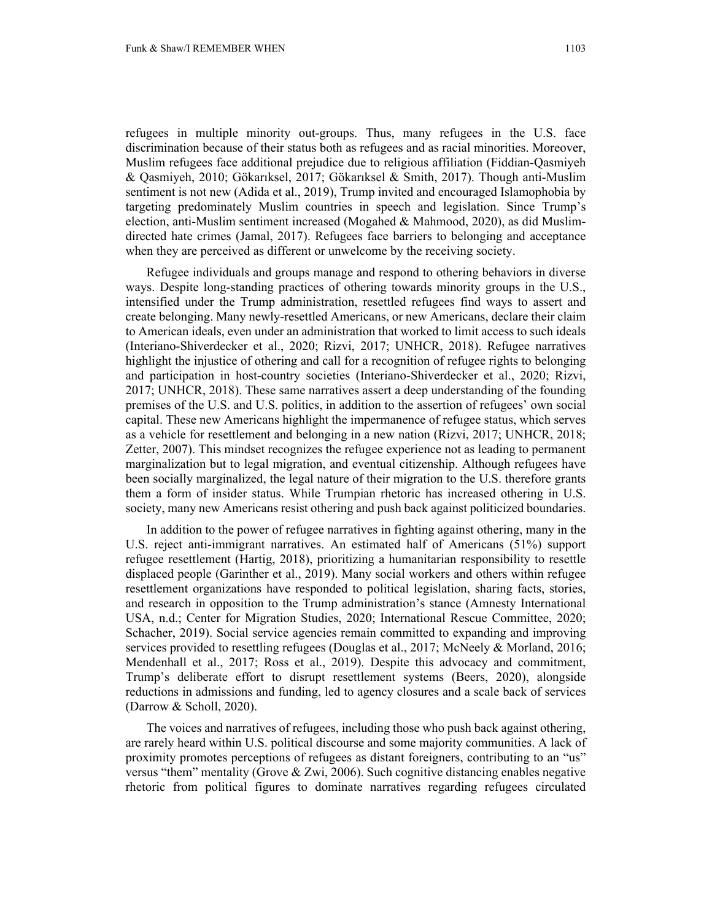refugees in multiple minority out-groups. Thus, many refugees in the U.S. face discrimination because of their status both as refugees and as racial minorities. Moreover, Muslim refugees face additional prejudice due to religious affiliation (Fiddian-Qasmiyeh & Qasmiyeh, 2010; Gökarıksel, 2017; Gökarıksel & Smith, 2017). Though anti-Muslim sentiment is not new (Adida et al., 2019), Trump invited and encouraged Islamophobia by targeting predominately Muslim countries in speech and legislation. Since Trump's election, anti-Muslim sentiment increased (Mogahed & Mahmood, 2020), as did Muslim-directed hate crimes (Jamal, 2017). Refugees face barriers to belonging and acceptance when they are perceived as different or unwelcome by the receiving society.

Refugee individuals and groups manage and respond to othering behaviors in diverse ways. Despite long-standing practices of othering towards minority groups in the U.S., intensified under the Trump administration, resettled refugees find ways to assert and create belonging. Many newly-resettled Americans, or new Americans, declare their claim to American ideals, even under an administration that worked to limit access to such ideals (Interiano-Shiverdecker et al., 2020; Rizvi, 2017; UNHCR, 2018). Refugee narratives highlight the injustice of othering and call for a recognition of refugee rights to belonging and participation in host-country societies (Interiano-Shiverdecker et al., 2020; Rizvi, 2017; UNHCR, 2018). These same narratives assert a deep understanding of the founding premises of the U.S. and U.S. politics, in addition to the assertion of refugees' own social capital. These new Americans highlight the impermanence of refugee status, which serves as a vehicle for resettlement and belonging in a new nation (Rizvi, 2017; UNHCR, 2018; Zetter, 2007). This mindset recognizes the refugee experience not as leading to permanent marginalization but to legal migration, and eventual citizenship. Although refugees have been socially marginalized, the legal nature of their migration to the U.S. therefore grants them a form of insider status. While Trumpian rhetoric has increased othering in U.S. society, many new Americans resist othering and push back against politicized boundaries.

In addition to the power of refugee narratives in fighting against othering, many in the U.S. reject anti-immigrant narratives. An estimated half of Americans (51%) support refugee resettlement (Hartig, 2018), prioritizing a humanitarian responsibility to resettle displaced people (Garinther et al., 2019). Many social workers and others within refugee resettlement organizations have responded to political legislation, sharing facts, stories, and research in opposition to the Trump administration's stance (Amnesty International USA, n.d.; Center for Migration Studies, 2020; International Rescue Committee, 2020; Schacher, 2019). Social service agencies remain committed to expanding and improving services provided to resettling refugees (Douglas et al., 2017; McNeely & Morland, 2016; Mendenhall et al., 2017; Ross et al., 2019). Despite this advocacy and commitment, Trump's deliberate effort to disrupt resettlement systems (Beers, 2020), alongside reductions in admissions and funding, led to agency closures and a scale back of services (Darrow & Scholl, 2020).

The voices and narratives of refugees, including those who push back against othering, are rarely heard within U.S. political discourse and some majority communities. A lack of proximity promotes perceptions of refugees as distant foreigners, contributing to an "us" versus "them" mentality (Grove & Zwi, 2006). Such cognitive distancing enables negative rhetoric from political figures to dominate narratives regarding refugees circulated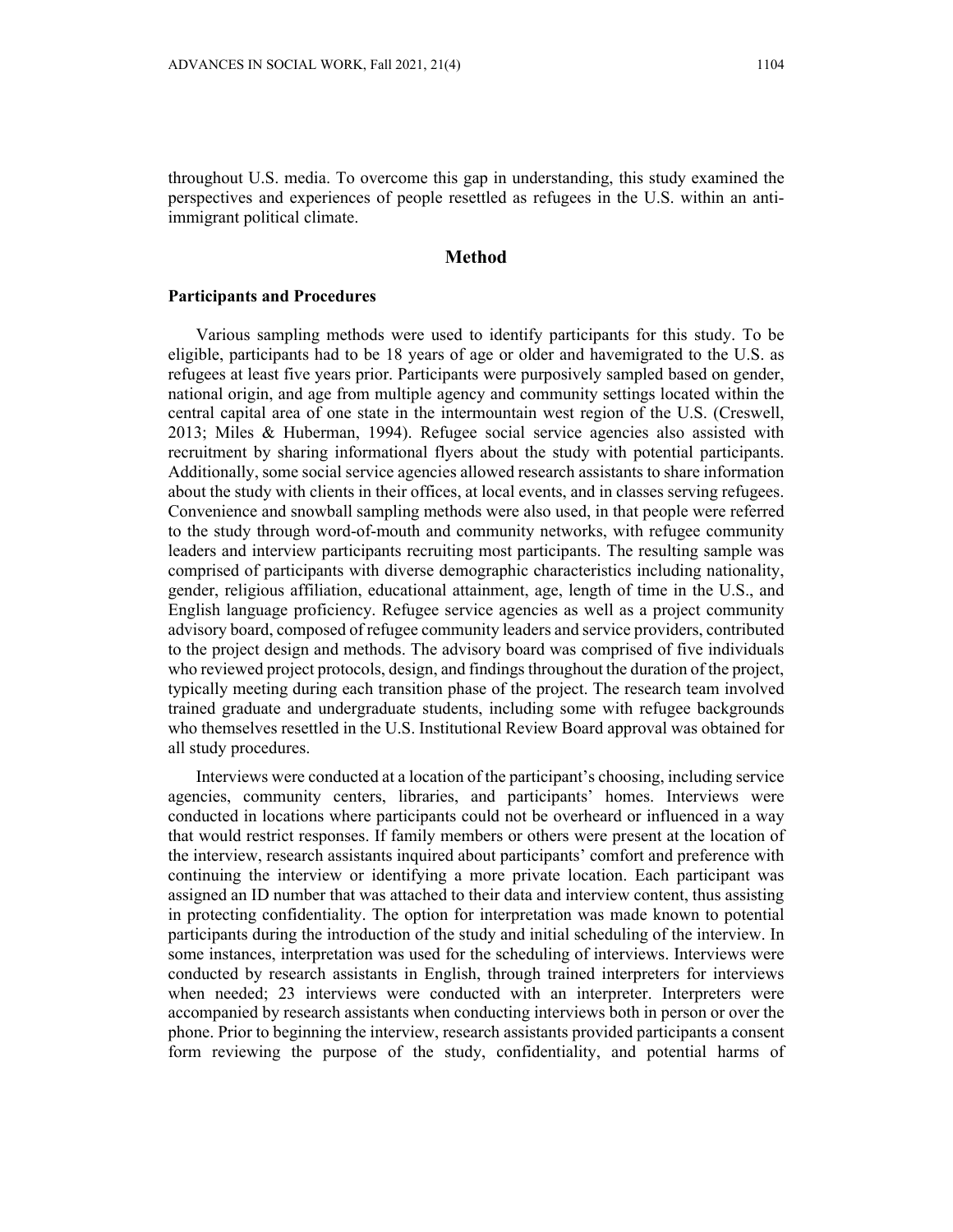throughout U.S. media. To overcome this gap in understanding, this study examined the perspectives and experiences of people resettled as refugees in the U.S. within an anti-immigrant political climate.

## Method

### Participants and Procedures

Various sampling methods were used to identify participants for this study. To be eligible, participants had to be 18 years of age or older and havemigrated to the U.S. as refugees at least five years prior. Participants were purposively sampled based on gender, national origin, and age from multiple agency and community settings located within the central capital area of one state in the intermountain west region of the U.S. (Creswell, 2013; Miles & Huberman, 1994). Refugee social service agencies also assisted with recruitment by sharing informational flyers about the study with potential participants. Additionally, some social service agencies allowed research assistants to share information about the study with clients in their offices, at local events, and in classes serving refugees. Convenience and snowball sampling methods were also used, in that people were referred to the study through word-of-mouth and community networks, with refugee community leaders and interview participants recruiting most participants. The resulting sample was comprised of participants with diverse demographic characteristics including nationality, gender, religious affiliation, educational attainment, age, length of time in the U.S., and English language proficiency. Refugee service agencies as well as a project community advisory board, composed of refugee community leaders and service providers, contributed to the project design and methods. The advisory board was comprised of five individuals who reviewed project protocols, design, and findings throughout the duration of the project, typically meeting during each transition phase of the project. The research team involved trained graduate and undergraduate students, including some with refugee backgrounds who themselves resettled in the U.S. Institutional Review Board approval was obtained for all study procedures.

Interviews were conducted at a location of the participant's choosing, including service agencies, community centers, libraries, and participants' homes. Interviews were conducted in locations where participants could not be overheard or influenced in a way that would restrict responses. If family members or others were present at the location of the interview, research assistants inquired about participants' comfort and preference with continuing the interview or identifying a more private location. Each participant was assigned an ID number that was attached to their data and interview content, thus assisting in protecting confidentiality. The option for interpretation was made known to potential participants during the introduction of the study and initial scheduling of the interview. In some instances, interpretation was used for the scheduling of interviews. Interviews were conducted by research assistants in English, through trained interpreters for interviews when needed; 23 interviews were conducted with an interpreter. Interpreters were accompanied by research assistants when conducting interviews both in person or over the phone. Prior to beginning the interview, research assistants provided participants a consent form reviewing the purpose of the study, confidentiality, and potential harms of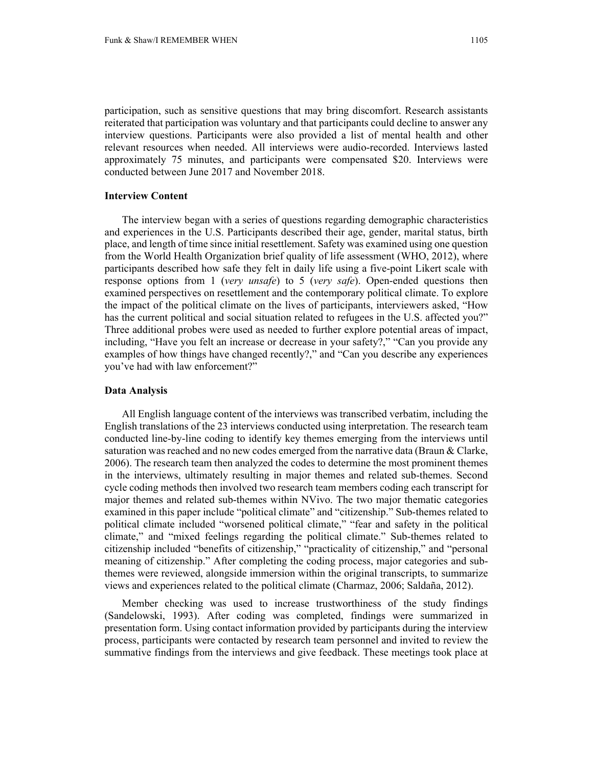participation, such as sensitive questions that may bring discomfort. Research assistants reiterated that participation was voluntary and that participants could decline to answer any interview questions. Participants were also provided a list of mental health and other relevant resources when needed. All interviews were audio-recorded. Interviews lasted approximately 75 minutes, and participants were compensated $20. Interviews were conducted between June 2017 and November 2018.

### Interview Content

The interview began with a series of questions regarding demographic characteristics and experiences in the U.S. Participants described their age, gender, marital status, birth place, and length of time since initial resettlement. Safety was examined using one question from the World Health Organization brief quality of life assessment (WHO, 2012), where participants described how safe they felt in daily life using a five-point Likert scale with response options from 1 (*very unsafe*) to 5 (*very safe*). Open-ended questions then examined perspectives on resettlement and the contemporary political climate. To explore the impact of the political climate on the lives of participants, interviewers asked, "How has the current political and social situation related to refugees in the U.S. affected you?" Three additional probes were used as needed to further explore potential areas of impact, including, "Have you felt an increase or decrease in your safety?," "Can you provide any examples of how things have changed recently?," and "Can you describe any experiences you've had with law enforcement?"

### Data Analysis

All English language content of the interviews was transcribed verbatim, including the English translations of the 23 interviews conducted using interpretation. The research team conducted line-by-line coding to identify key themes emerging from the interviews until saturation was reached and no new codes emerged from the narrative data (Braun & Clarke, 2006). The research team then analyzed the codes to determine the most prominent themes in the interviews, ultimately resulting in major themes and related sub-themes. Second cycle coding methods then involved two research team members coding each transcript for major themes and related sub-themes within NVivo. The two major thematic categories examined in this paper include "political climate" and "citizenship." Sub-themes related to political climate included "worsened political climate," "fear and safety in the political climate," and "mixed feelings regarding the political climate." Sub-themes related to citizenship included "benefits of citizenship," "practicality of citizenship," and "personal meaning of citizenship." After completing the coding process, major categories and sub-themes were reviewed, alongside immersion within the original transcripts, to summarize views and experiences related to the political climate (Charmaz, 2006; Saldaña, 2012).

Member checking was used to increase trustworthiness of the study findings (Sandelowski, 1993). After coding was completed, findings were summarized in presentation form. Using contact information provided by participants during the interview process, participants were contacted by research team personnel and invited to review the summative findings from the interviews and give feedback. These meetings took place at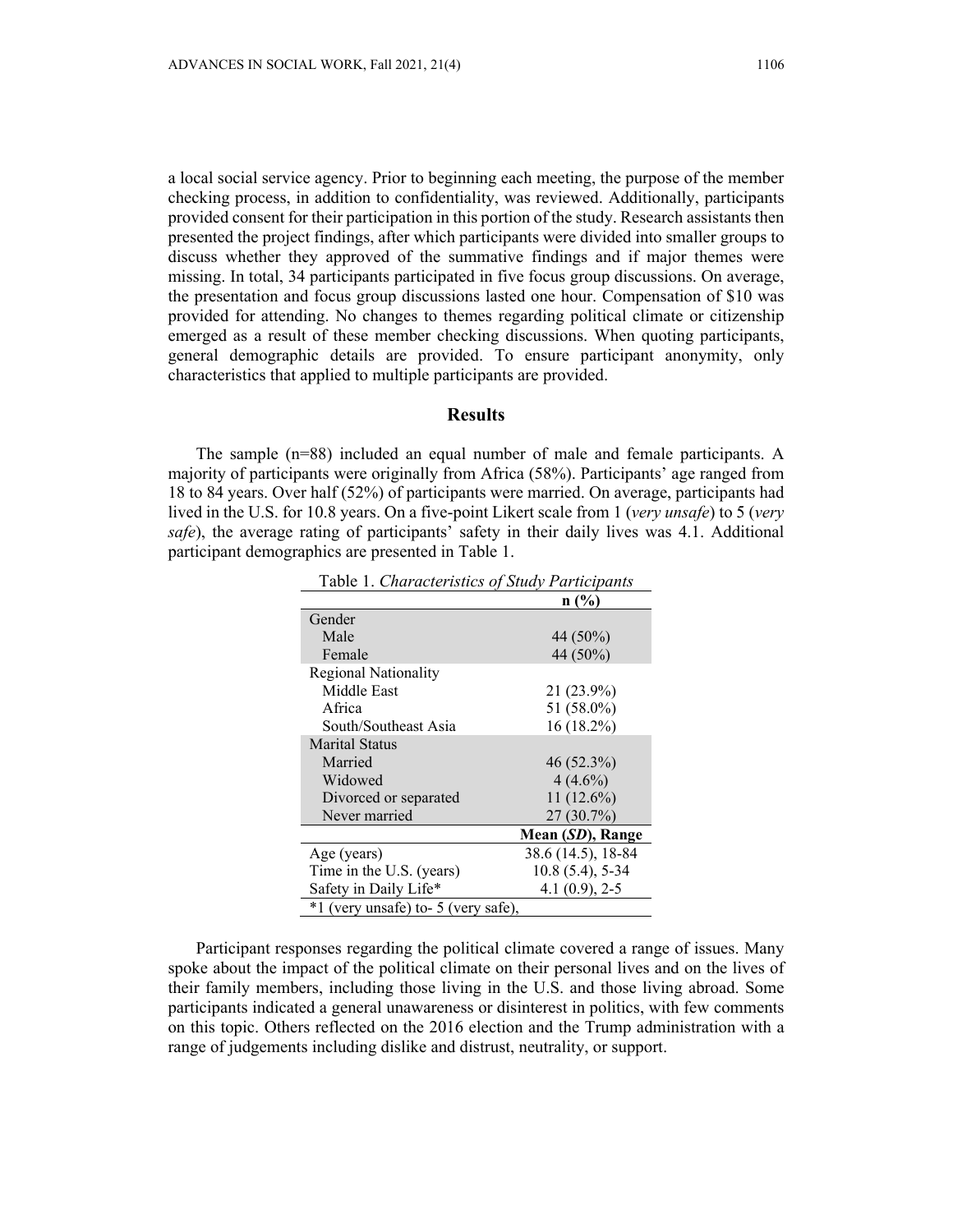a local social service agency. Prior to beginning each meeting, the purpose of the member checking process, in addition to confidentiality, was reviewed. Additionally, participants provided consent for their participation in this portion of the study. Research assistants then presented the project findings, after which participants were divided into smaller groups to discuss whether they approved of the summative findings and if major themes were missing. In total, 34 participants participated in five focus group discussions. On average, the presentation and focus group discussions lasted one hour. Compensation of $10 was provided for attending. No changes to themes regarding political climate or citizenship emerged as a result of these member checking discussions. When quoting participants, general demographic details are provided. To ensure participant anonymity, only characteristics that applied to multiple participants are provided.

## Results

The sample (n=88) included an equal number of male and female participants. A majority of participants were originally from Africa (58%). Participants' age ranged from 18 to 84 years. Over half (52%) of participants were married. On average, participants had lived in the U.S. for 10.8 years. On a five-point Likert scale from 1 (*very unsafe*) to 5 (*very safe*), the average rating of participants' safety in their daily lives was 4.1. Additional participant demographics are presented in Table 1.

Table 1. *Characteristics of Study Participants*

| | n (%) |
|---|---|
| Gender | |
| Male | 44 (50%) |
| Female | 44 (50%) |
| Regional Nationality | |
| Middle East | 21 (23.9%) |
| Africa | 51 (58.0%) |
| South/Southeast Asia | 16 (18.2%) |
| Marital Status | |
| Married | 46 (52.3%) |
| Widowed | 4 (4.6%) |
| Divorced or separated | 11 (12.6%) |
| Never married | 27 (30.7%) |
| | **Mean (*SD*), Range** |
| Age (years) | 38.6 (14.5), 18-84 |
| Time in the U.S. (years) | 10.8 (5.4), 5-34 |
| Safety in Daily Life* | 4.1 (0.9), 2-5 |

*1 (very unsafe) to- 5 (very safe),

Participant responses regarding the political climate covered a range of issues. Many spoke about the impact of the political climate on their personal lives and on the lives of their family members, including those living in the U.S. and those living abroad. Some participants indicated a general unawareness or disinterest in politics, with few comments on this topic. Others reflected on the 2016 election and the Trump administration with a range of judgements including dislike and distrust, neutrality, or support.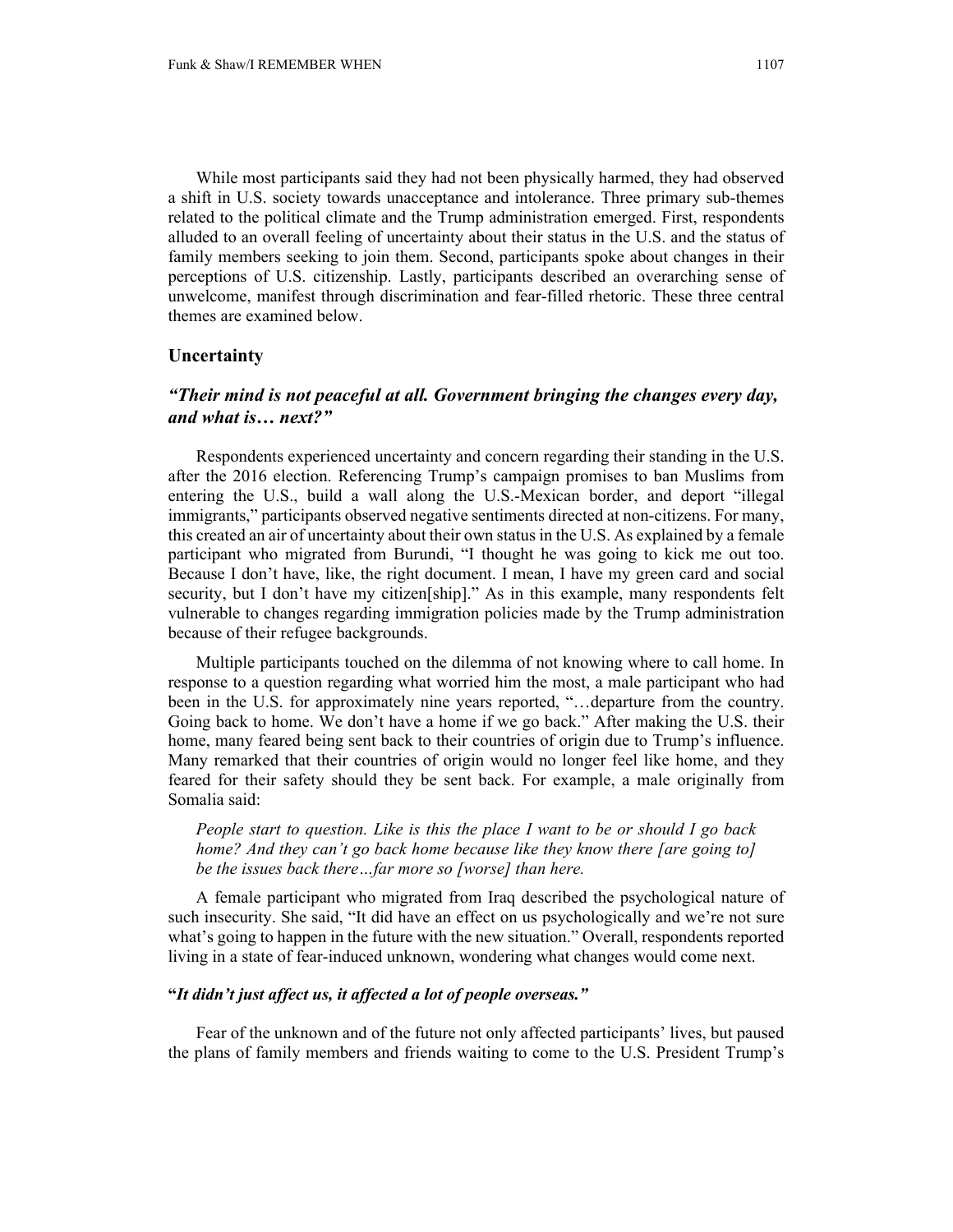While most participants said they had not been physically harmed, they had observed a shift in U.S. society towards unacceptance and intolerance. Three primary sub-themes related to the political climate and the Trump administration emerged. First, respondents alluded to an overall feeling of uncertainty about their status in the U.S. and the status of family members seeking to join them. Second, participants spoke about changes in their perceptions of U.S. citizenship. Lastly, participants described an overarching sense of unwelcome, manifest through discrimination and fear-filled rhetoric. These three central themes are examined below.

## Uncertainty

### *"Their mind is not peaceful at all. Government bringing the changes every day, and what is… next?"*

Respondents experienced uncertainty and concern regarding their standing in the U.S. after the 2016 election. Referencing Trump's campaign promises to ban Muslims from entering the U.S., build a wall along the U.S.-Mexican border, and deport "illegal immigrants," participants observed negative sentiments directed at non-citizens. For many, this created an air of uncertainty about their own status in the U.S. As explained by a female participant who migrated from Burundi, "I thought he was going to kick me out too. Because I don't have, like, the right document. I mean, I have my green card and social security, but I don't have my citizen[ship]." As in this example, many respondents felt vulnerable to changes regarding immigration policies made by the Trump administration because of their refugee backgrounds.

Multiple participants touched on the dilemma of not knowing where to call home. In response to a question regarding what worried him the most, a male participant who had been in the U.S. for approximately nine years reported, "…departure from the country. Going back to home. We don't have a home if we go back." After making the U.S. their home, many feared being sent back to their countries of origin due to Trump's influence. Many remarked that their countries of origin would no longer feel like home, and they feared for their safety should they be sent back. For example, a male originally from Somalia said:

> *People start to question. Like is this the place I want to be or should I go back home? And they can't go back home because like they know there [are going to] be the issues back there…far more so [worse] than here.*

A female participant who migrated from Iraq described the psychological nature of such insecurity. She said, "It did have an effect on us psychologically and we're not sure what's going to happen in the future with the new situation." Overall, respondents reported living in a state of fear-induced unknown, wondering what changes would come next.

### **"*It didn't just affect us, it affected a lot of people overseas."***

Fear of the unknown and of the future not only affected participants' lives, but paused the plans of family members and friends waiting to come to the U.S. President Trump's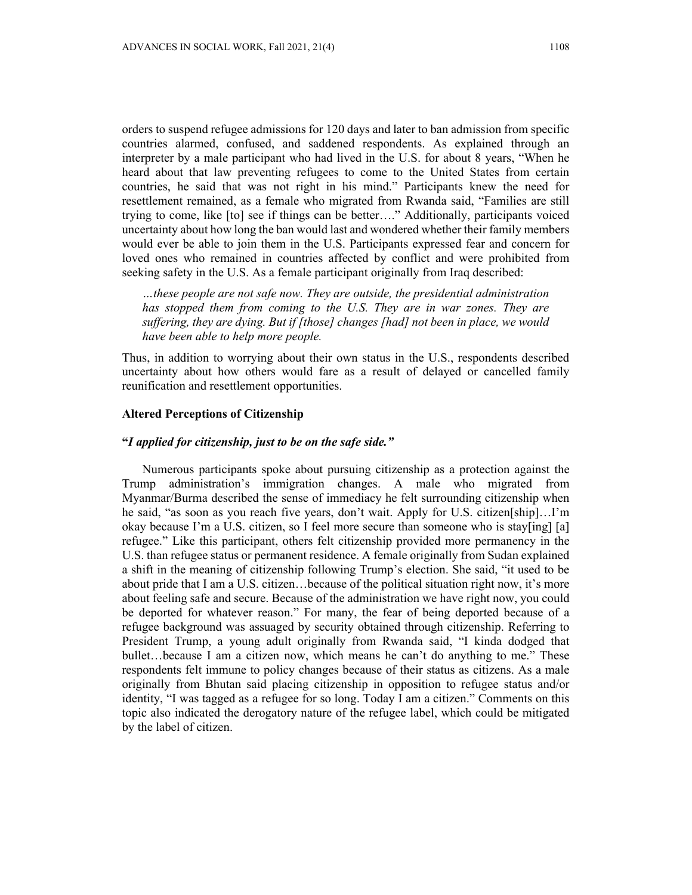orders to suspend refugee admissions for 120 days and later to ban admission from specific countries alarmed, confused, and saddened respondents. As explained through an interpreter by a male participant who had lived in the U.S. for about 8 years, "When he heard about that law preventing refugees to come to the United States from certain countries, he said that was not right in his mind." Participants knew the need for resettlement remained, as a female who migrated from Rwanda said, "Families are still trying to come, like [to] see if things can be better…." Additionally, participants voiced uncertainty about how long the ban would last and wondered whether their family members would ever be able to join them in the U.S. Participants expressed fear and concern for loved ones who remained in countries affected by conflict and were prohibited from seeking safety in the U.S. As a female participant originally from Iraq described:

> *…these people are not safe now. They are outside, the presidential administration has stopped them from coming to the U.S. They are in war zones. They are suffering, they are dying. But if [those] changes [had] not been in place, we would have been able to help more people.*

Thus, in addition to worrying about their own status in the U.S., respondents described uncertainty about how others would fare as a result of delayed or cancelled family reunification and resettlement opportunities.

### Altered Perceptions of Citizenship

#### "*I applied for citizenship, just to be on the safe side."*

Numerous participants spoke about pursuing citizenship as a protection against the Trump administration's immigration changes. A male who migrated from Myanmar/Burma described the sense of immediacy he felt surrounding citizenship when he said, "as soon as you reach five years, don't wait. Apply for U.S. citizen[ship]…I'm okay because I'm a U.S. citizen, so I feel more secure than someone who is stay[ing] [a] refugee." Like this participant, others felt citizenship provided more permanency in the U.S. than refugee status or permanent residence. A female originally from Sudan explained a shift in the meaning of citizenship following Trump's election. She said, "it used to be about pride that I am a U.S. citizen…because of the political situation right now, it's more about feeling safe and secure. Because of the administration we have right now, you could be deported for whatever reason." For many, the fear of being deported because of a refugee background was assuaged by security obtained through citizenship. Referring to President Trump, a young adult originally from Rwanda said, "I kinda dodged that bullet…because I am a citizen now, which means he can't do anything to me." These respondents felt immune to policy changes because of their status as citizens. As a male originally from Bhutan said placing citizenship in opposition to refugee status and/or identity, "I was tagged as a refugee for so long. Today I am a citizen." Comments on this topic also indicated the derogatory nature of the refugee label, which could be mitigated by the label of citizen.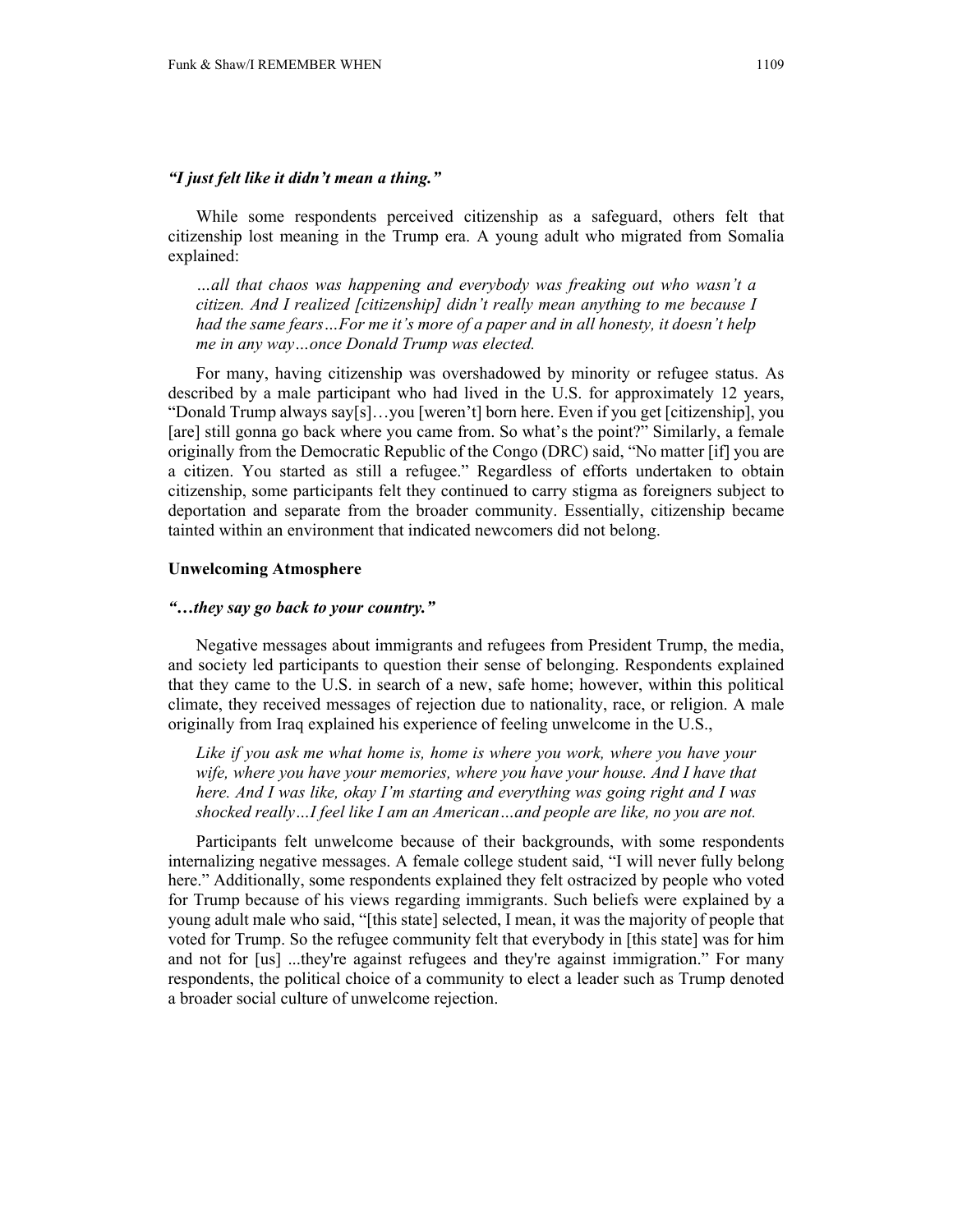*"I just felt like it didn't mean a thing."*

While some respondents perceived citizenship as a safeguard, others felt that citizenship lost meaning in the Trump era. A young adult who migrated from Somalia explained:

> *…all that chaos was happening and everybody was freaking out who wasn't a citizen. And I realized [citizenship] didn't really mean anything to me because I had the same fears…For me it's more of a paper and in all honesty, it doesn't help me in any way…once Donald Trump was elected.*

For many, having citizenship was overshadowed by minority or refugee status. As described by a male participant who had lived in the U.S. for approximately 12 years, "Donald Trump always say[s]…you [weren't] born here. Even if you get [citizenship], you [are] still gonna go back where you came from. So what's the point?" Similarly, a female originally from the Democratic Republic of the Congo (DRC) said, "No matter [if] you are a citizen. You started as still a refugee." Regardless of efforts undertaken to obtain citizenship, some participants felt they continued to carry stigma as foreigners subject to deportation and separate from the broader community. Essentially, citizenship became tainted within an environment that indicated newcomers did not belong.

### Unwelcoming Atmosphere

*"…they say go back to your country."*

Negative messages about immigrants and refugees from President Trump, the media, and society led participants to question their sense of belonging. Respondents explained that they came to the U.S. in search of a new, safe home; however, within this political climate, they received messages of rejection due to nationality, race, or religion. A male originally from Iraq explained his experience of feeling unwelcome in the U.S.,

> *Like if you ask me what home is, home is where you work, where you have your wife, where you have your memories, where you have your house. And I have that here. And I was like, okay I'm starting and everything was going right and I was shocked really…I feel like I am an American…and people are like, no you are not.*

Participants felt unwelcome because of their backgrounds, with some respondents internalizing negative messages. A female college student said, "I will never fully belong here." Additionally, some respondents explained they felt ostracized by people who voted for Trump because of his views regarding immigrants. Such beliefs were explained by a young adult male who said, "[this state] selected, I mean, it was the majority of people that voted for Trump. So the refugee community felt that everybody in [this state] was for him and not for [us] ...they're against refugees and they're against immigration." For many respondents, the political choice of a community to elect a leader such as Trump denoted a broader social culture of unwelcome rejection.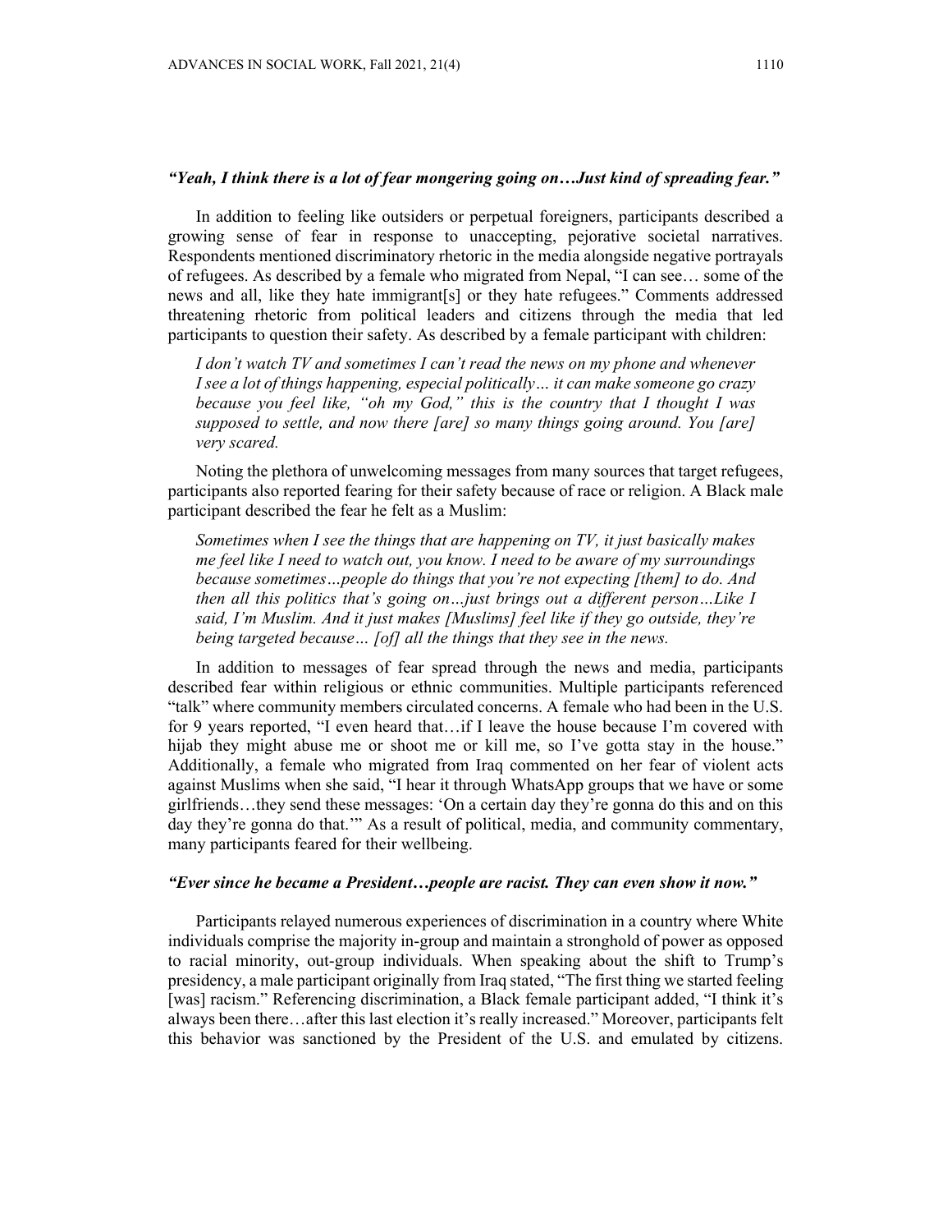### *"Yeah, I think there is a lot of fear mongering going on…Just kind of spreading fear."*

In addition to feeling like outsiders or perpetual foreigners, participants described a growing sense of fear in response to unaccepting, pejorative societal narratives. Respondents mentioned discriminatory rhetoric in the media alongside negative portrayals of refugees. As described by a female who migrated from Nepal, "I can see… some of the news and all, like they hate immigrant[s] or they hate refugees." Comments addressed threatening rhetoric from political leaders and citizens through the media that led participants to question their safety. As described by a female participant with children:

> *I don't watch TV and sometimes I can't read the news on my phone and whenever I see a lot of things happening, especial politically… it can make someone go crazy because you feel like, "oh my God," this is the country that I thought I was supposed to settle, and now there [are] so many things going around. You [are] very scared.*

Noting the plethora of unwelcoming messages from many sources that target refugees, participants also reported fearing for their safety because of race or religion. A Black male participant described the fear he felt as a Muslim:

> *Sometimes when I see the things that are happening on TV, it just basically makes me feel like I need to watch out, you know. I need to be aware of my surroundings because sometimes…people do things that you're not expecting [them] to do. And then all this politics that's going on…just brings out a different person…Like I said, I'm Muslim. And it just makes [Muslims] feel like if they go outside, they're being targeted because… [of] all the things that they see in the news.*

In addition to messages of fear spread through the news and media, participants described fear within religious or ethnic communities. Multiple participants referenced "talk" where community members circulated concerns. A female who had been in the U.S. for 9 years reported, "I even heard that…if I leave the house because I'm covered with hijab they might abuse me or shoot me or kill me, so I've gotta stay in the house." Additionally, a female who migrated from Iraq commented on her fear of violent acts against Muslims when she said, "I hear it through WhatsApp groups that we have or some girlfriends…they send these messages: 'On a certain day they're gonna do this and on this day they're gonna do that.'" As a result of political, media, and community commentary, many participants feared for their wellbeing.

### *"Ever since he became a President…people are racist. They can even show it now."*

Participants relayed numerous experiences of discrimination in a country where White individuals comprise the majority in-group and maintain a stronghold of power as opposed to racial minority, out-group individuals. When speaking about the shift to Trump's presidency, a male participant originally from Iraq stated, "The first thing we started feeling [was] racism." Referencing discrimination, a Black female participant added, "I think it's always been there…after this last election it's really increased." Moreover, participants felt this behavior was sanctioned by the President of the U.S. and emulated by citizens.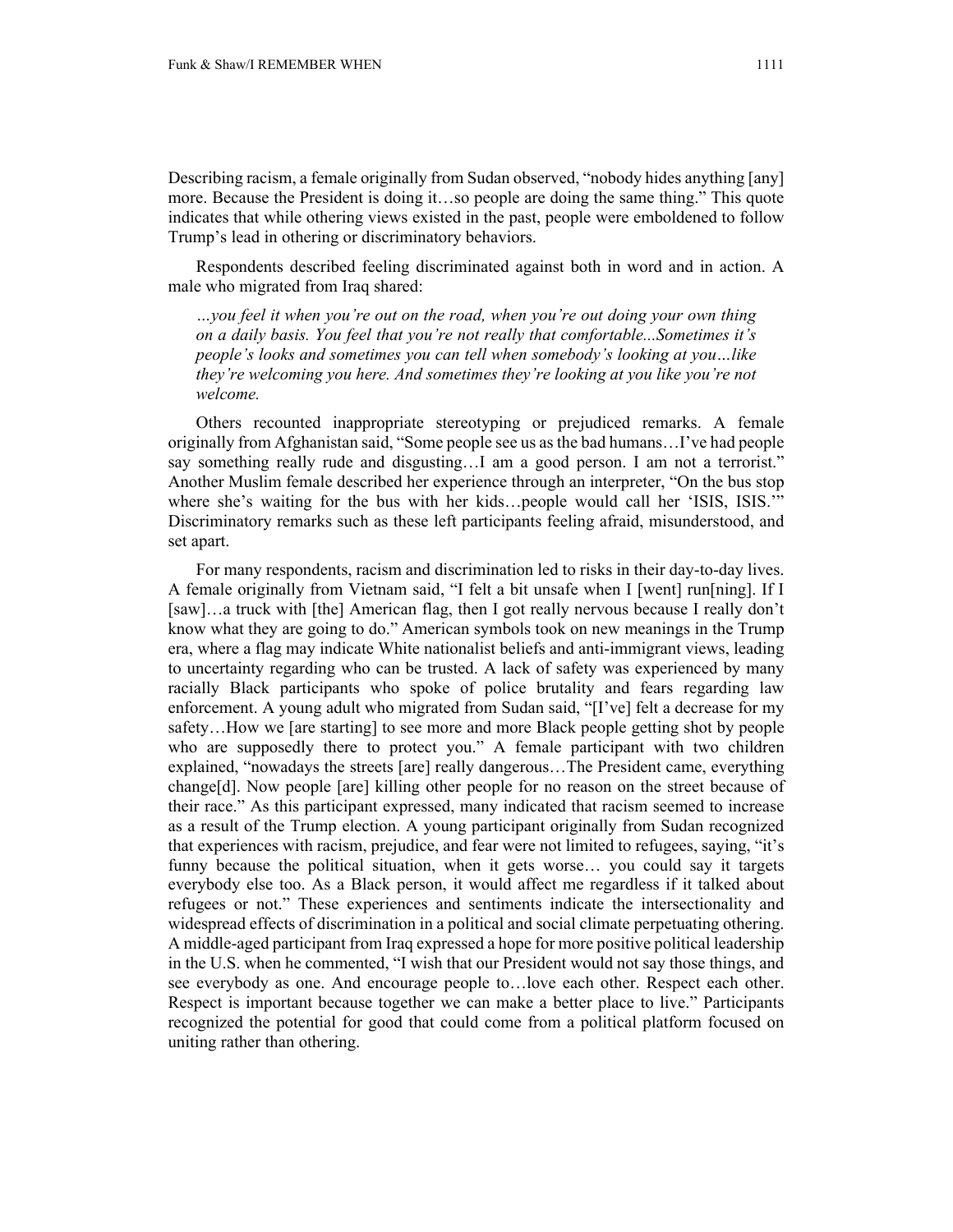Describing racism, a female originally from Sudan observed, "nobody hides anything [any] more. Because the President is doing it…so people are doing the same thing." This quote indicates that while othering views existed in the past, people were emboldened to follow Trump's lead in othering or discriminatory behaviors.

Respondents described feeling discriminated against both in word and in action. A male who migrated from Iraq shared:

> *…you feel it when you're out on the road, when you're out doing your own thing on a daily basis. You feel that you're not really that comfortable...Sometimes it's people's looks and sometimes you can tell when somebody's looking at you…like they're welcoming you here. And sometimes they're looking at you like you're not welcome.*

Others recounted inappropriate stereotyping or prejudiced remarks. A female originally from Afghanistan said, "Some people see us as the bad humans…I've had people say something really rude and disgusting…I am a good person. I am not a terrorist." Another Muslim female described her experience through an interpreter, "On the bus stop where she's waiting for the bus with her kids…people would call her 'ISIS, ISIS.'" Discriminatory remarks such as these left participants feeling afraid, misunderstood, and set apart.

For many respondents, racism and discrimination led to risks in their day-to-day lives. A female originally from Vietnam said, "I felt a bit unsafe when I [went] run[ning]. If I [saw]…a truck with [the] American flag, then I got really nervous because I really don't know what they are going to do." American symbols took on new meanings in the Trump era, where a flag may indicate White nationalist beliefs and anti-immigrant views, leading to uncertainty regarding who can be trusted. A lack of safety was experienced by many racially Black participants who spoke of police brutality and fears regarding law enforcement. A young adult who migrated from Sudan said, "[I've] felt a decrease for my safety…How we [are starting] to see more and more Black people getting shot by people who are supposedly there to protect you." A female participant with two children explained, "nowadays the streets [are] really dangerous…The President came, everything change[d]. Now people [are] killing other people for no reason on the street because of their race." As this participant expressed, many indicated that racism seemed to increase as a result of the Trump election. A young participant originally from Sudan recognized that experiences with racism, prejudice, and fear were not limited to refugees, saying, "it's funny because the political situation, when it gets worse… you could say it targets everybody else too. As a Black person, it would affect me regardless if it talked about refugees or not." These experiences and sentiments indicate the intersectionality and widespread effects of discrimination in a political and social climate perpetuating othering. A middle-aged participant from Iraq expressed a hope for more positive political leadership in the U.S. when he commented, "I wish that our President would not say those things, and see everybody as one. And encourage people to…love each other. Respect each other. Respect is important because together we can make a better place to live." Participants recognized the potential for good that could come from a political platform focused on uniting rather than othering.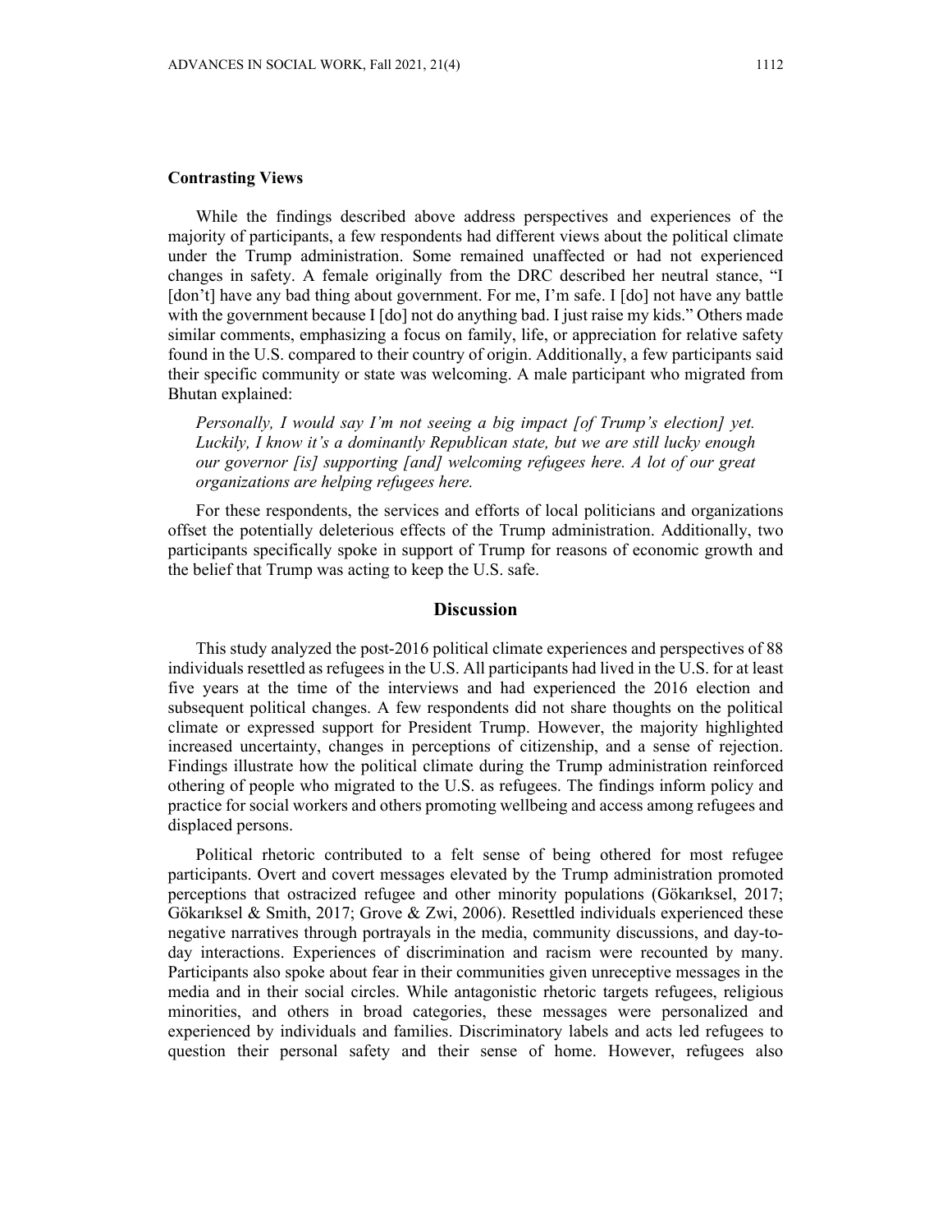### Contrasting Views

While the findings described above address perspectives and experiences of the majority of participants, a few respondents had different views about the political climate under the Trump administration. Some remained unaffected or had not experienced changes in safety. A female originally from the DRC described her neutral stance, "I [don't] have any bad thing about government. For me, I'm safe. I [do] not have any battle with the government because I [do] not do anything bad. I just raise my kids." Others made similar comments, emphasizing a focus on family, life, or appreciation for relative safety found in the U.S. compared to their country of origin. Additionally, a few participants said their specific community or state was welcoming. A male participant who migrated from Bhutan explained:

> *Personally, I would say I'm not seeing a big impact [of Trump's election] yet. Luckily, I know it's a dominantly Republican state, but we are still lucky enough our governor [is] supporting [and] welcoming refugees here. A lot of our great organizations are helping refugees here.*

For these respondents, the services and efforts of local politicians and organizations offset the potentially deleterious effects of the Trump administration. Additionally, two participants specifically spoke in support of Trump for reasons of economic growth and the belief that Trump was acting to keep the U.S. safe.

## Discussion

This study analyzed the post-2016 political climate experiences and perspectives of 88 individuals resettled as refugees in the U.S. All participants had lived in the U.S. for at least five years at the time of the interviews and had experienced the 2016 election and subsequent political changes. A few respondents did not share thoughts on the political climate or expressed support for President Trump. However, the majority highlighted increased uncertainty, changes in perceptions of citizenship, and a sense of rejection. Findings illustrate how the political climate during the Trump administration reinforced othering of people who migrated to the U.S. as refugees. The findings inform policy and practice for social workers and others promoting wellbeing and access among refugees and displaced persons.

Political rhetoric contributed to a felt sense of being othered for most refugee participants. Overt and covert messages elevated by the Trump administration promoted perceptions that ostracized refugee and other minority populations (Gökarıksel, 2017; Gökarıksel & Smith, 2017; Grove & Zwi, 2006). Resettled individuals experienced these negative narratives through portrayals in the media, community discussions, and day-to-day interactions. Experiences of discrimination and racism were recounted by many. Participants also spoke about fear in their communities given unreceptive messages in the media and in their social circles. While antagonistic rhetoric targets refugees, religious minorities, and others in broad categories, these messages were personalized and experienced by individuals and families. Discriminatory labels and acts led refugees to question their personal safety and their sense of home. However, refugees also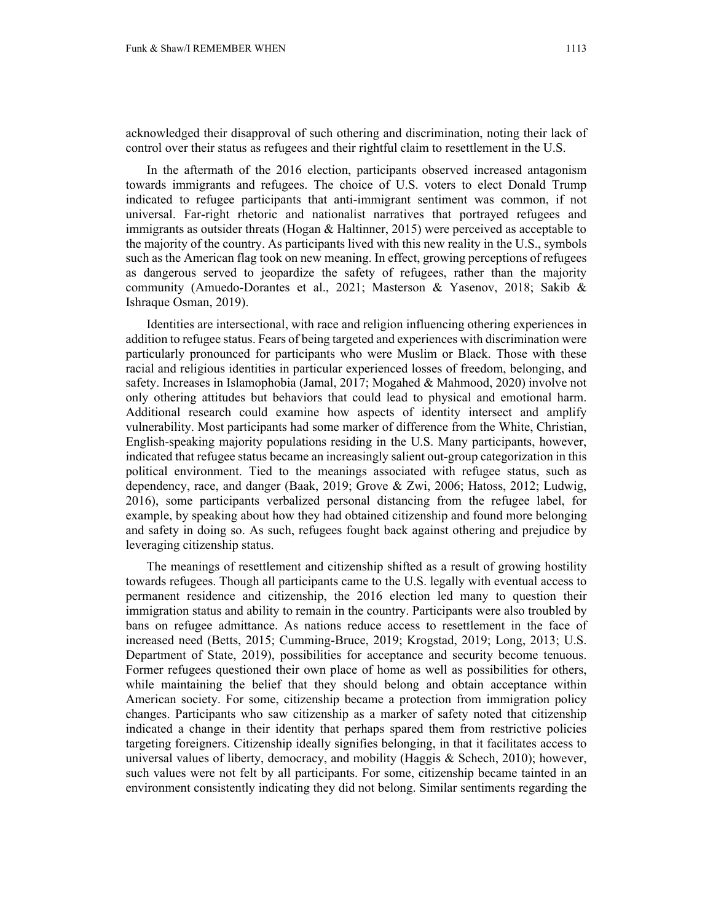acknowledged their disapproval of such othering and discrimination, noting their lack of control over their status as refugees and their rightful claim to resettlement in the U.S.

In the aftermath of the 2016 election, participants observed increased antagonism towards immigrants and refugees. The choice of U.S. voters to elect Donald Trump indicated to refugee participants that anti-immigrant sentiment was common, if not universal. Far-right rhetoric and nationalist narratives that portrayed refugees and immigrants as outsider threats (Hogan & Haltinner, 2015) were perceived as acceptable to the majority of the country. As participants lived with this new reality in the U.S., symbols such as the American flag took on new meaning. In effect, growing perceptions of refugees as dangerous served to jeopardize the safety of refugees, rather than the majority community (Amuedo-Dorantes et al., 2021; Masterson & Yasenov, 2018; Sakib & Ishraque Osman, 2019).

Identities are intersectional, with race and religion influencing othering experiences in addition to refugee status. Fears of being targeted and experiences with discrimination were particularly pronounced for participants who were Muslim or Black. Those with these racial and religious identities in particular experienced losses of freedom, belonging, and safety. Increases in Islamophobia (Jamal, 2017; Mogahed & Mahmood, 2020) involve not only othering attitudes but behaviors that could lead to physical and emotional harm. Additional research could examine how aspects of identity intersect and amplify vulnerability. Most participants had some marker of difference from the White, Christian, English-speaking majority populations residing in the U.S. Many participants, however, indicated that refugee status became an increasingly salient out-group categorization in this political environment. Tied to the meanings associated with refugee status, such as dependency, race, and danger (Baak, 2019; Grove & Zwi, 2006; Hatoss, 2012; Ludwig, 2016), some participants verbalized personal distancing from the refugee label, for example, by speaking about how they had obtained citizenship and found more belonging and safety in doing so. As such, refugees fought back against othering and prejudice by leveraging citizenship status.

The meanings of resettlement and citizenship shifted as a result of growing hostility towards refugees. Though all participants came to the U.S. legally with eventual access to permanent residence and citizenship, the 2016 election led many to question their immigration status and ability to remain in the country. Participants were also troubled by bans on refugee admittance. As nations reduce access to resettlement in the face of increased need (Betts, 2015; Cumming-Bruce, 2019; Krogstad, 2019; Long, 2013; U.S. Department of State, 2019), possibilities for acceptance and security become tenuous. Former refugees questioned their own place of home as well as possibilities for others, while maintaining the belief that they should belong and obtain acceptance within American society. For some, citizenship became a protection from immigration policy changes. Participants who saw citizenship as a marker of safety noted that citizenship indicated a change in their identity that perhaps spared them from restrictive policies targeting foreigners. Citizenship ideally signifies belonging, in that it facilitates access to universal values of liberty, democracy, and mobility (Haggis & Schech, 2010); however, such values were not felt by all participants. For some, citizenship became tainted in an environment consistently indicating they did not belong. Similar sentiments regarding the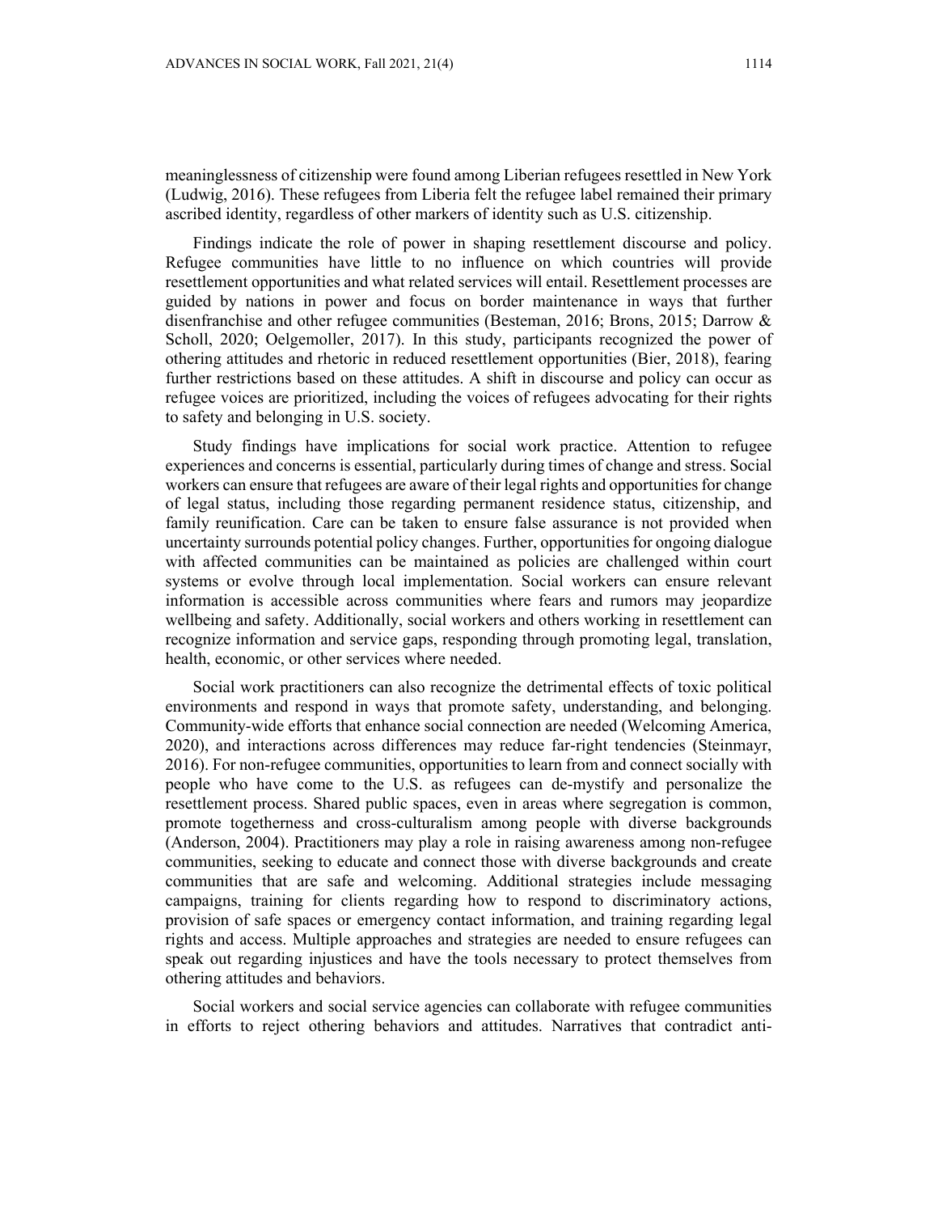meaninglessness of citizenship were found among Liberian refugees resettled in New York (Ludwig, 2016). These refugees from Liberia felt the refugee label remained their primary ascribed identity, regardless of other markers of identity such as U.S. citizenship.

Findings indicate the role of power in shaping resettlement discourse and policy. Refugee communities have little to no influence on which countries will provide resettlement opportunities and what related services will entail. Resettlement processes are guided by nations in power and focus on border maintenance in ways that further disenfranchise and other refugee communities (Besteman, 2016; Brons, 2015; Darrow & Scholl, 2020; Oelgemoller, 2017). In this study, participants recognized the power of othering attitudes and rhetoric in reduced resettlement opportunities (Bier, 2018), fearing further restrictions based on these attitudes. A shift in discourse and policy can occur as refugee voices are prioritized, including the voices of refugees advocating for their rights to safety and belonging in U.S. society.

Study findings have implications for social work practice. Attention to refugee experiences and concerns is essential, particularly during times of change and stress. Social workers can ensure that refugees are aware of their legal rights and opportunities for change of legal status, including those regarding permanent residence status, citizenship, and family reunification. Care can be taken to ensure false assurance is not provided when uncertainty surrounds potential policy changes. Further, opportunities for ongoing dialogue with affected communities can be maintained as policies are challenged within court systems or evolve through local implementation. Social workers can ensure relevant information is accessible across communities where fears and rumors may jeopardize wellbeing and safety. Additionally, social workers and others working in resettlement can recognize information and service gaps, responding through promoting legal, translation, health, economic, or other services where needed.

Social work practitioners can also recognize the detrimental effects of toxic political environments and respond in ways that promote safety, understanding, and belonging. Community-wide efforts that enhance social connection are needed (Welcoming America, 2020), and interactions across differences may reduce far-right tendencies (Steinmayr, 2016). For non-refugee communities, opportunities to learn from and connect socially with people who have come to the U.S. as refugees can de-mystify and personalize the resettlement process. Shared public spaces, even in areas where segregation is common, promote togetherness and cross-culturalism among people with diverse backgrounds (Anderson, 2004). Practitioners may play a role in raising awareness among non-refugee communities, seeking to educate and connect those with diverse backgrounds and create communities that are safe and welcoming. Additional strategies include messaging campaigns, training for clients regarding how to respond to discriminatory actions, provision of safe spaces or emergency contact information, and training regarding legal rights and access. Multiple approaches and strategies are needed to ensure refugees can speak out regarding injustices and have the tools necessary to protect themselves from othering attitudes and behaviors.

Social workers and social service agencies can collaborate with refugee communities in efforts to reject othering behaviors and attitudes. Narratives that contradict anti-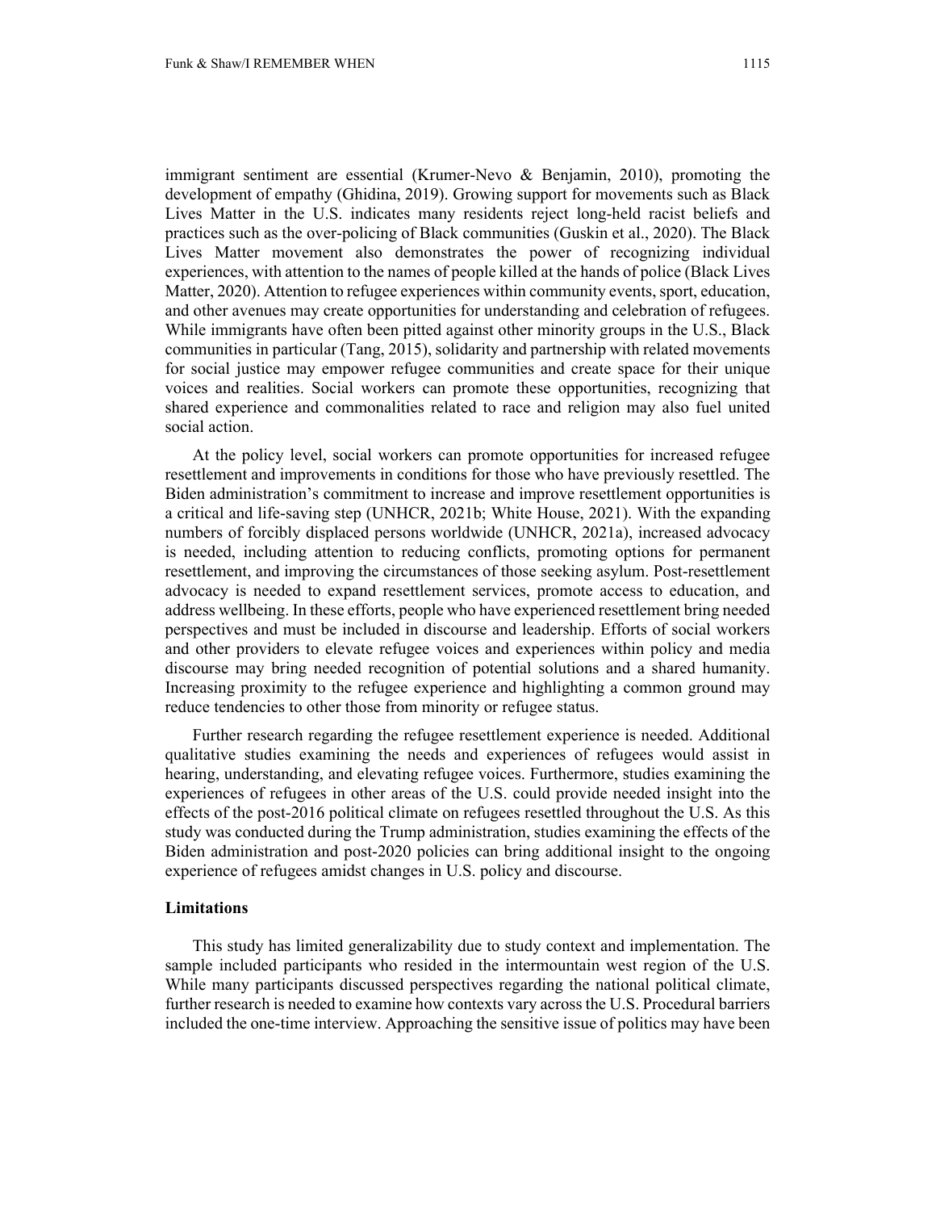immigrant sentiment are essential (Krumer-Nevo & Benjamin, 2010), promoting the development of empathy (Ghidina, 2019). Growing support for movements such as Black Lives Matter in the U.S. indicates many residents reject long-held racist beliefs and practices such as the over-policing of Black communities (Guskin et al., 2020). The Black Lives Matter movement also demonstrates the power of recognizing individual experiences, with attention to the names of people killed at the hands of police (Black Lives Matter, 2020). Attention to refugee experiences within community events, sport, education, and other avenues may create opportunities for understanding and celebration of refugees. While immigrants have often been pitted against other minority groups in the U.S., Black communities in particular (Tang, 2015), solidarity and partnership with related movements for social justice may empower refugee communities and create space for their unique voices and realities. Social workers can promote these opportunities, recognizing that shared experience and commonalities related to race and religion may also fuel united social action.

At the policy level, social workers can promote opportunities for increased refugee resettlement and improvements in conditions for those who have previously resettled. The Biden administration's commitment to increase and improve resettlement opportunities is a critical and life-saving step (UNHCR, 2021b; White House, 2021). With the expanding numbers of forcibly displaced persons worldwide (UNHCR, 2021a), increased advocacy is needed, including attention to reducing conflicts, promoting options for permanent resettlement, and improving the circumstances of those seeking asylum. Post-resettlement advocacy is needed to expand resettlement services, promote access to education, and address wellbeing. In these efforts, people who have experienced resettlement bring needed perspectives and must be included in discourse and leadership. Efforts of social workers and other providers to elevate refugee voices and experiences within policy and media discourse may bring needed recognition of potential solutions and a shared humanity. Increasing proximity to the refugee experience and highlighting a common ground may reduce tendencies to other those from minority or refugee status.

Further research regarding the refugee resettlement experience is needed. Additional qualitative studies examining the needs and experiences of refugees would assist in hearing, understanding, and elevating refugee voices. Furthermore, studies examining the experiences of refugees in other areas of the U.S. could provide needed insight into the effects of the post-2016 political climate on refugees resettled throughout the U.S. As this study was conducted during the Trump administration, studies examining the effects of the Biden administration and post-2020 policies can bring additional insight to the ongoing experience of refugees amidst changes in U.S. policy and discourse.

### Limitations

This study has limited generalizability due to study context and implementation. The sample included participants who resided in the intermountain west region of the U.S. While many participants discussed perspectives regarding the national political climate, further research is needed to examine how contexts vary across the U.S. Procedural barriers included the one-time interview. Approaching the sensitive issue of politics may have been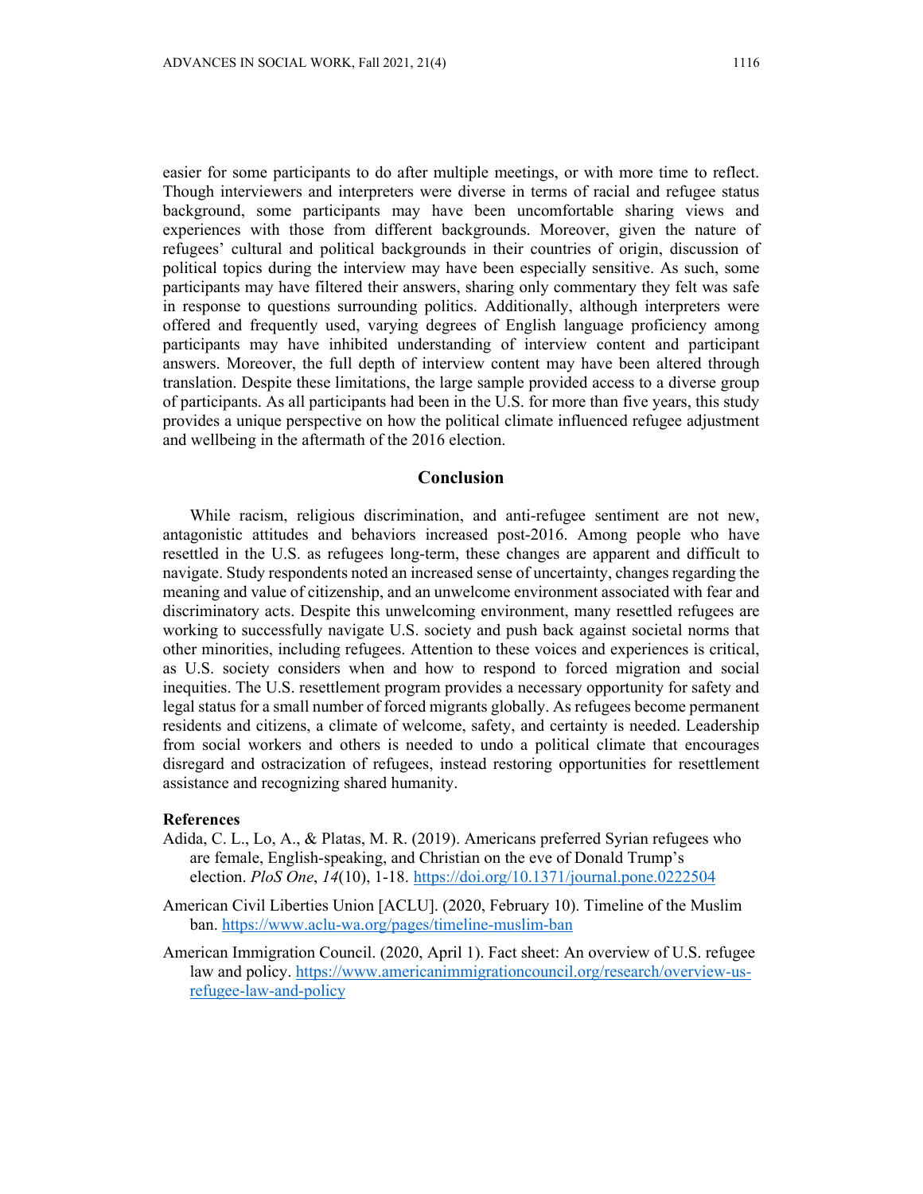easier for some participants to do after multiple meetings, or with more time to reflect. Though interviewers and interpreters were diverse in terms of racial and refugee status background, some participants may have been uncomfortable sharing views and experiences with those from different backgrounds. Moreover, given the nature of refugees' cultural and political backgrounds in their countries of origin, discussion of political topics during the interview may have been especially sensitive. As such, some participants may have filtered their answers, sharing only commentary they felt was safe in response to questions surrounding politics. Additionally, although interpreters were offered and frequently used, varying degrees of English language proficiency among participants may have inhibited understanding of interview content and participant answers. Moreover, the full depth of interview content may have been altered through translation. Despite these limitations, the large sample provided access to a diverse group of participants. As all participants had been in the U.S. for more than five years, this study provides a unique perspective on how the political climate influenced refugee adjustment and wellbeing in the aftermath of the 2016 election.

## Conclusion

While racism, religious discrimination, and anti-refugee sentiment are not new, antagonistic attitudes and behaviors increased post-2016. Among people who have resettled in the U.S. as refugees long-term, these changes are apparent and difficult to navigate. Study respondents noted an increased sense of uncertainty, changes regarding the meaning and value of citizenship, and an unwelcome environment associated with fear and discriminatory acts. Despite this unwelcoming environment, many resettled refugees are working to successfully navigate U.S. society and push back against societal norms that other minorities, including refugees. Attention to these voices and experiences is critical, as U.S. society considers when and how to respond to forced migration and social inequities. The U.S. resettlement program provides a necessary opportunity for safety and legal status for a small number of forced migrants globally. As refugees become permanent residents and citizens, a climate of welcome, safety, and certainty is needed. Leadership from social workers and others is needed to undo a political climate that encourages disregard and ostracization of refugees, instead restoring opportunities for resettlement assistance and recognizing shared humanity.

**References**

Adida, C. L., Lo, A., & Platas, M. R. (2019). Americans preferred Syrian refugees who are female, English-speaking, and Christian on the eve of Donald Trump's election. *PloS One*, *14*(10), 1-18. https://doi.org/10.1371/journal.pone.0222504

American Civil Liberties Union [ACLU]. (2020, February 10). Timeline of the Muslim ban. https://www.aclu-wa.org/pages/timeline-muslim-ban

American Immigration Council. (2020, April 1). Fact sheet: An overview of U.S. refugee law and policy. https://www.americanimmigrationcouncil.org/research/overview-us-refugee-law-and-policy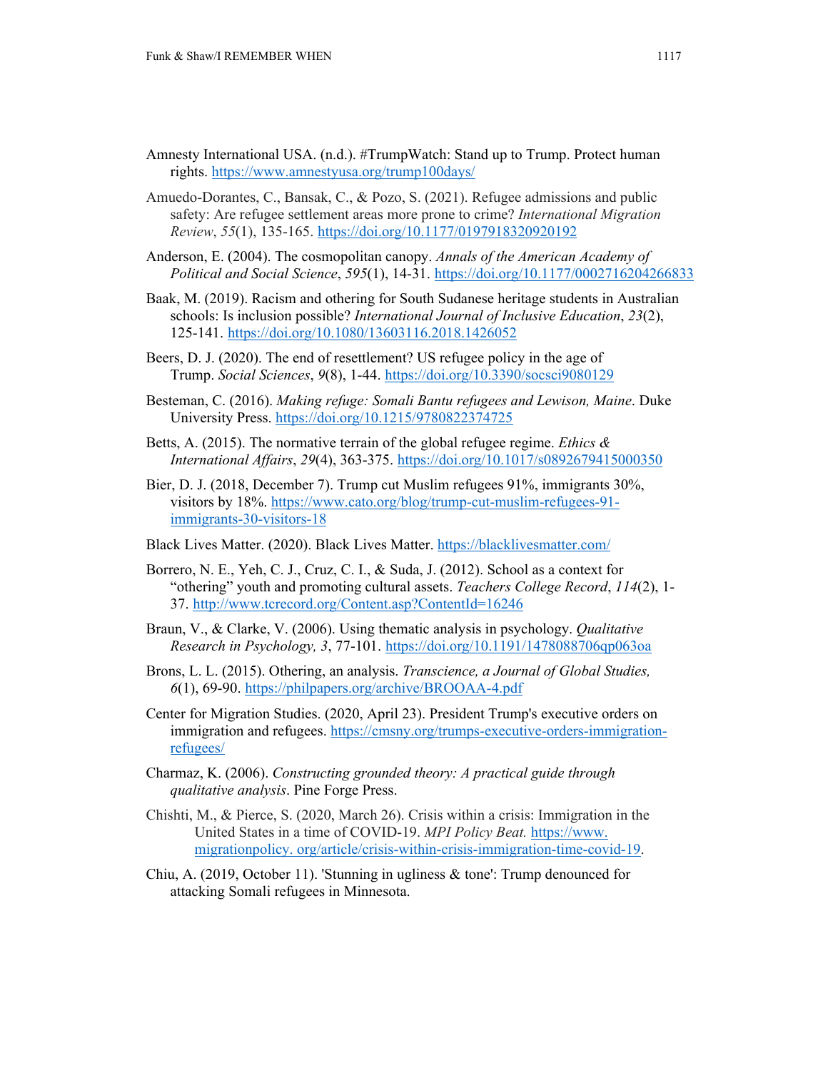Amnesty International USA. (n.d.). #TrumpWatch: Stand up to Trump. Protect human rights. https://www.amnestyusa.org/trump100days/

Amuedo-Dorantes, C., Bansak, C., & Pozo, S. (2021). Refugee admissions and public safety: Are refugee settlement areas more prone to crime? *International Migration Review*, *55*(1), 135-165. https://doi.org/10.1177/0197918320920192

Anderson, E. (2004). The cosmopolitan canopy. *Annals of the American Academy of Political and Social Science*, *595*(1), 14-31. https://doi.org/10.1177/0002716204266833

Baak, M. (2019). Racism and othering for South Sudanese heritage students in Australian schools: Is inclusion possible? *International Journal of Inclusive Education*, *23*(2), 125-141. https://doi.org/10.1080/13603116.2018.1426052

Beers, D. J. (2020). The end of resettlement? US refugee policy in the age of Trump. *Social Sciences*, *9*(8), 1-44. https://doi.org/10.3390/socsci9080129

Besteman, C. (2016). *Making refuge: Somali Bantu refugees and Lewison, Maine*. Duke University Press. https://doi.org/10.1215/9780822374725

Betts, A. (2015). The normative terrain of the global refugee regime. *Ethics & International Affairs*, *29*(4), 363-375. https://doi.org/10.1017/s0892679415000350

Bier, D. J. (2018, December 7). Trump cut Muslim refugees 91%, immigrants 30%, visitors by 18%. https://www.cato.org/blog/trump-cut-muslim-refugees-91-immigrants-30-visitors-18

Black Lives Matter. (2020). Black Lives Matter. https://blacklivesmatter.com/

Borrero, N. E., Yeh, C. J., Cruz, C. I., & Suda, J. (2012). School as a context for "othering" youth and promoting cultural assets. *Teachers College Record*, *114*(2), 1-37. http://www.tcrecord.org/Content.asp?ContentId=16246

Braun, V., & Clarke, V. (2006). Using thematic analysis in psychology. *Qualitative Research in Psychology, 3*, 77-101. https://doi.org/10.1191/1478088706qp063oa

Brons, L. L. (2015). Othering, an analysis. *Transcience, a Journal of Global Studies, 6*(1), 69-90. https://philpapers.org/archive/BROOAA-4.pdf

Center for Migration Studies. (2020, April 23). President Trump's executive orders on immigration and refugees. https://cmsny.org/trumps-executive-orders-immigration-refugees/

Charmaz, K. (2006). *Constructing grounded theory: A practical guide through qualitative analysis*. Pine Forge Press.

Chishti, M., & Pierce, S. (2020, March 26). Crisis within a crisis: Immigration in the United States in a time of COVID-19. *MPI Policy Beat.* https://www.migrationpolicy.org/article/crisis-within-crisis-immigration-time-covid-19.

Chiu, A. (2019, October 11). 'Stunning in ugliness & tone': Trump denounced for attacking Somali refugees in Minnesota.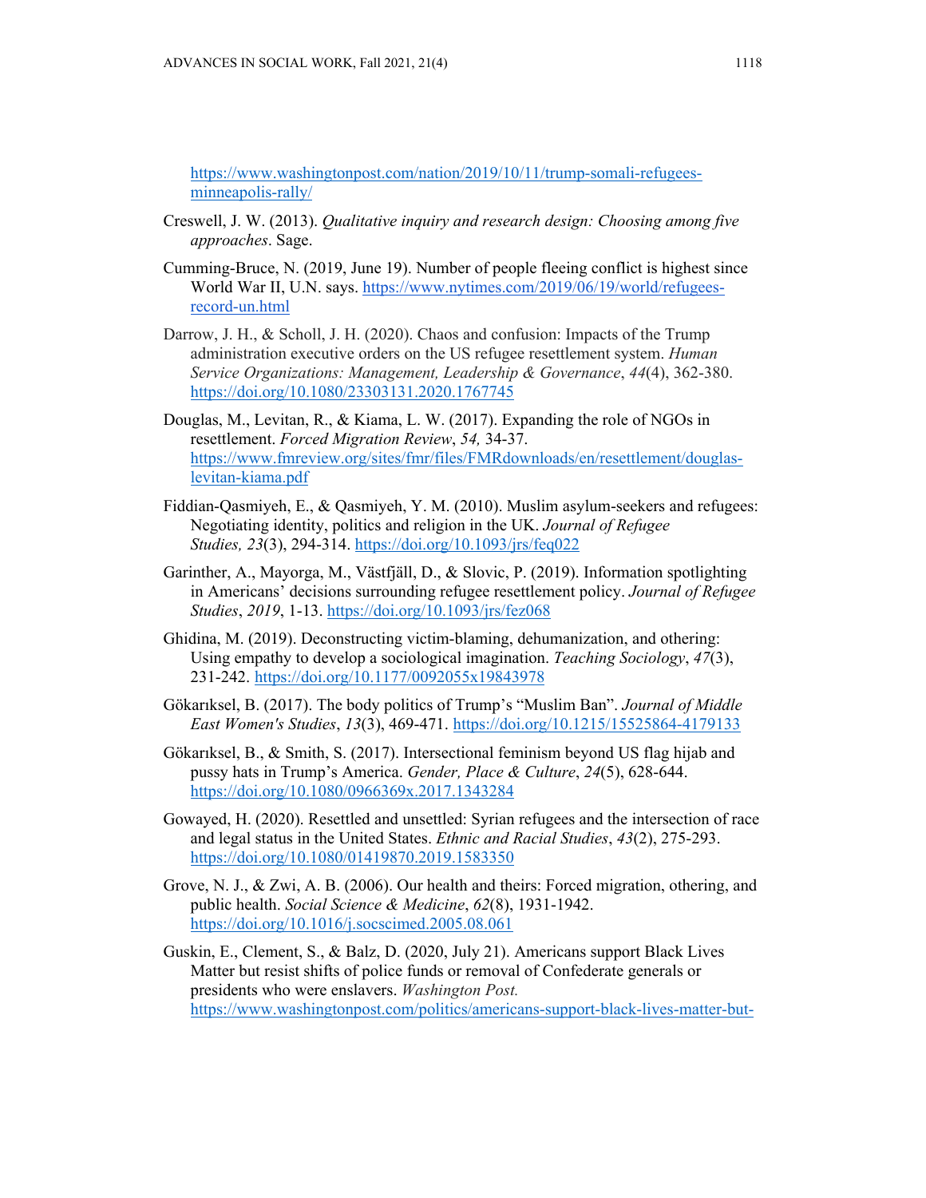https://www.washingtonpost.com/nation/2019/10/11/trump-somali-refugees-minneapolis-rally/

Creswell, J. W. (2013). *Qualitative inquiry and research design: Choosing among five approaches*. Sage.

Cumming-Bruce, N. (2019, June 19). Number of people fleeing conflict is highest since World War II, U.N. says. https://www.nytimes.com/2019/06/19/world/refugees-record-un.html

Darrow, J. H., & Scholl, J. H. (2020). Chaos and confusion: Impacts of the Trump administration executive orders on the US refugee resettlement system. *Human Service Organizations: Management, Leadership & Governance*, *44*(4), 362-380. https://doi.org/10.1080/23303131.2020.1767745

Douglas, M., Levitan, R., & Kiama, L. W. (2017). Expanding the role of NGOs in resettlement. *Forced Migration Review*, *54,* 34-37. https://www.fmreview.org/sites/fmr/files/FMRdownloads/en/resettlement/douglas-levitan-kiama.pdf

Fiddian-Qasmiyeh, E., & Qasmiyeh, Y. M. (2010). Muslim asylum-seekers and refugees: Negotiating identity, politics and religion in the UK. *Journal of Refugee Studies, 23*(3), 294-314. https://doi.org/10.1093/jrs/feq022

Garinther, A., Mayorga, M., Västfjäll, D., & Slovic, P. (2019). Information spotlighting in Americans' decisions surrounding refugee resettlement policy. *Journal of Refugee Studies*, *2019*, 1-13. https://doi.org/10.1093/jrs/fez068

Ghidina, M. (2019). Deconstructing victim-blaming, dehumanization, and othering: Using empathy to develop a sociological imagination. *Teaching Sociology*, *47*(3), 231-242. https://doi.org/10.1177/0092055x19843978

Gökarıksel, B. (2017). The body politics of Trump's "Muslim Ban". *Journal of Middle East Women's Studies*, *13*(3), 469-471. https://doi.org/10.1215/15525864-4179133

Gökarıksel, B., & Smith, S. (2017). Intersectional feminism beyond US flag hijab and pussy hats in Trump's America. *Gender, Place & Culture*, *24*(5), 628-644. https://doi.org/10.1080/0966369x.2017.1343284

Gowayed, H. (2020). Resettled and unsettled: Syrian refugees and the intersection of race and legal status in the United States. *Ethnic and Racial Studies*, *43*(2), 275-293. https://doi.org/10.1080/01419870.2019.1583350

Grove, N. J., & Zwi, A. B. (2006). Our health and theirs: Forced migration, othering, and public health. *Social Science & Medicine*, *62*(8), 1931-1942. https://doi.org/10.1016/j.socscimed.2005.08.061

Guskin, E., Clement, S., & Balz, D. (2020, July 21). Americans support Black Lives Matter but resist shifts of police funds or removal of Confederate generals or presidents who were enslavers. *Washington Post.* https://www.washingtonpost.com/politics/americans-support-black-lives-matter-but-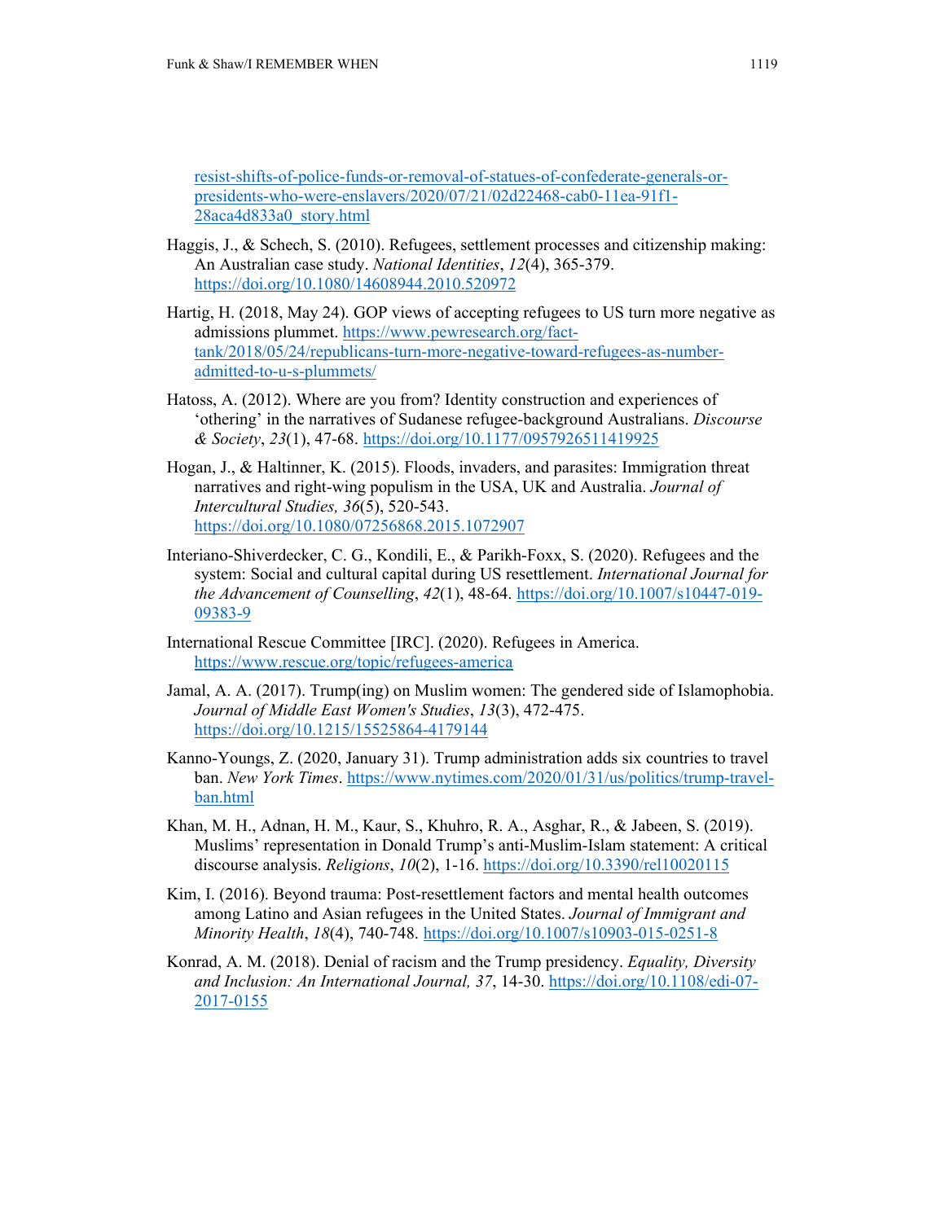resist-shifts-of-police-funds-or-removal-of-statues-of-confederate-generals-or-presidents-who-were-enslavers/2020/07/21/02d22468-cab0-11ea-91f1-28aca4d833a0_story.html

Haggis, J., & Schech, S. (2010). Refugees, settlement processes and citizenship making: An Australian case study. *National Identities*, *12*(4), 365-379. https://doi.org/10.1080/14608944.2010.520972

Hartig, H. (2018, May 24). GOP views of accepting refugees to US turn more negative as admissions plummet. https://www.pewresearch.org/fact-tank/2018/05/24/republicans-turn-more-negative-toward-refugees-as-number-admitted-to-u-s-plummets/

Hatoss, A. (2012). Where are you from? Identity construction and experiences of 'othering' in the narratives of Sudanese refugee-background Australians. *Discourse & Society*, *23*(1), 47-68. https://doi.org/10.1177/0957926511419925

Hogan, J., & Haltinner, K. (2015). Floods, invaders, and parasites: Immigration threat narratives and right-wing populism in the USA, UK and Australia. *Journal of Intercultural Studies, 36*(5), 520-543. https://doi.org/10.1080/07256868.2015.1072907

Interiano-Shiverdecker, C. G., Kondili, E., & Parikh-Foxx, S. (2020). Refugees and the system: Social and cultural capital during US resettlement. *International Journal for the Advancement of Counselling*, *42*(1), 48-64. https://doi.org/10.1007/s10447-019-09383-9

International Rescue Committee [IRC]. (2020). Refugees in America. https://www.rescue.org/topic/refugees-america

Jamal, A. A. (2017). Trump(ing) on Muslim women: The gendered side of Islamophobia. *Journal of Middle East Women's Studies*, *13*(3), 472-475. https://doi.org/10.1215/15525864-4179144

Kanno-Youngs, Z. (2020, January 31). Trump administration adds six countries to travel ban. *New York Times*. https://www.nytimes.com/2020/01/31/us/politics/trump-travel-ban.html

Khan, M. H., Adnan, H. M., Kaur, S., Khuhro, R. A., Asghar, R., & Jabeen, S. (2019). Muslims' representation in Donald Trump's anti-Muslim-Islam statement: A critical discourse analysis. *Religions*, *10*(2), 1-16. https://doi.org/10.3390/rel10020115

Kim, I. (2016). Beyond trauma: Post-resettlement factors and mental health outcomes among Latino and Asian refugees in the United States. *Journal of Immigrant and Minority Health*, *18*(4), 740-748. https://doi.org/10.1007/s10903-015-0251-8

Konrad, A. M. (2018). Denial of racism and the Trump presidency. *Equality, Diversity and Inclusion: An International Journal, 37*, 14-30. https://doi.org/10.1108/edi-07-2017-0155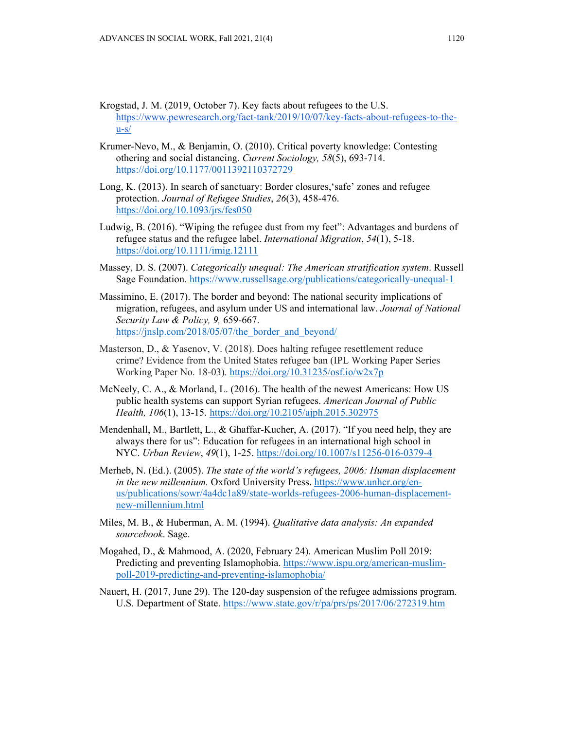Krogstad, J. M. (2019, October 7). Key facts about refugees to the U.S. https://www.pewresearch.org/fact-tank/2019/10/07/key-facts-about-refugees-to-the-u-s/

Krumer-Nevo, M., & Benjamin, O. (2010). Critical poverty knowledge: Contesting othering and social distancing. *Current Sociology, 58*(5), 693-714. https://doi.org/10.1177/0011392110372729

Long, K. (2013). In search of sanctuary: Border closures,'safe' zones and refugee protection. *Journal of Refugee Studies*, *26*(3), 458-476. https://doi.org/10.1093/jrs/fes050

Ludwig, B. (2016). "Wiping the refugee dust from my feet": Advantages and burdens of refugee status and the refugee label. *International Migration*, *54*(1), 5-18. https://doi.org/10.1111/imig.12111

Massey, D. S. (2007). *Categorically unequal: The American stratification system*. Russell Sage Foundation. https://www.russellsage.org/publications/categorically-unequal-1

Massimino, E. (2017). The border and beyond: The national security implications of migration, refugees, and asylum under US and international law. *Journal of National Security Law & Policy, 9,* 659-667. https://jnslp.com/2018/05/07/the_border_and_beyond/

Masterson, D., & Yasenov, V. (2018). Does halting refugee resettlement reduce crime? Evidence from the United States refugee ban (IPL Working Paper Series Working Paper No. 18-03)*.* https://doi.org/10.31235/osf.io/w2x7p

McNeely, C. A., & Morland, L. (2016). The health of the newest Americans: How US public health systems can support Syrian refugees. *American Journal of Public Health, 106*(1), 13-15. https://doi.org/10.2105/ajph.2015.302975

Mendenhall, M., Bartlett, L., & Ghaffar-Kucher, A. (2017). "If you need help, they are always there for us": Education for refugees in an international high school in NYC. *Urban Review*, *49*(1), 1-25. https://doi.org/10.1007/s11256-016-0379-4

Merheb, N. (Ed.). (2005). *The state of the world's refugees, 2006: Human displacement in the new millennium.* Oxford University Press. https://www.unhcr.org/en-us/publications/sowr/4a4dc1a89/state-worlds-refugees-2006-human-displacement-new-millennium.html

Miles, M. B., & Huberman, A. M. (1994). *Qualitative data analysis: An expanded sourcebook*. Sage.

Mogahed, D., & Mahmood, A. (2020, February 24). American Muslim Poll 2019: Predicting and preventing Islamophobia. https://www.ispu.org/american-muslim-poll-2019-predicting-and-preventing-islamophobia/

Nauert, H. (2017, June 29). The 120-day suspension of the refugee admissions program. U.S. Department of State. https://www.state.gov/r/pa/prs/ps/2017/06/272319.htm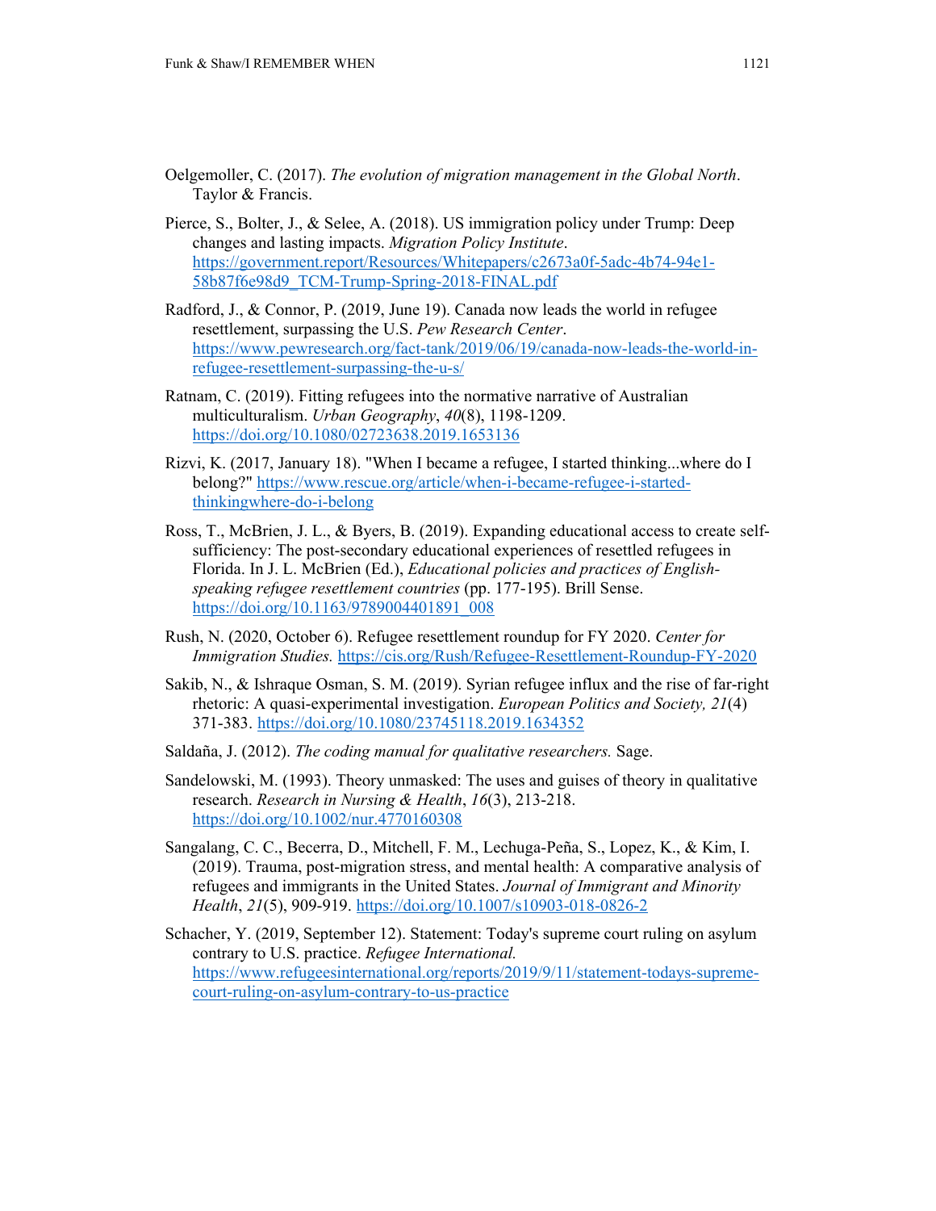Oelgemoller, C. (2017). *The evolution of migration management in the Global North*. Taylor & Francis.

Pierce, S., Bolter, J., & Selee, A. (2018). US immigration policy under Trump: Deep changes and lasting impacts. *Migration Policy Institute*. https://government.report/Resources/Whitepapers/c2673a0f-5adc-4b74-94e1-58b87f6e98d9_TCM-Trump-Spring-2018-FINAL.pdf

Radford, J., & Connor, P. (2019, June 19). Canada now leads the world in refugee resettlement, surpassing the U.S. *Pew Research Center*. https://www.pewresearch.org/fact-tank/2019/06/19/canada-now-leads-the-world-in-refugee-resettlement-surpassing-the-u-s/

Ratnam, C. (2019). Fitting refugees into the normative narrative of Australian multiculturalism. *Urban Geography*, *40*(8), 1198-1209. https://doi.org/10.1080/02723638.2019.1653136

Rizvi, K. (2017, January 18). "When I became a refugee, I started thinking...where do I belong?" https://www.rescue.org/article/when-i-became-refugee-i-started-thinkingwhere-do-i-belong

Ross, T., McBrien, J. L., & Byers, B. (2019). Expanding educational access to create self-sufficiency: The post-secondary educational experiences of resettled refugees in Florida. In J. L. McBrien (Ed.), *Educational policies and practices of English-speaking refugee resettlement countries* (pp. 177-195). Brill Sense. https://doi.org/10.1163/9789004401891_008

Rush, N. (2020, October 6). Refugee resettlement roundup for FY 2020. *Center for Immigration Studies.* https://cis.org/Rush/Refugee-Resettlement-Roundup-FY-2020

Sakib, N., & Ishraque Osman, S. M. (2019). Syrian refugee influx and the rise of far-right rhetoric: A quasi-experimental investigation. *European Politics and Society, 21*(4) 371-383. https://doi.org/10.1080/23745118.2019.1634352

Saldaña, J. (2012). *The coding manual for qualitative researchers.* Sage.

Sandelowski, M. (1993). Theory unmasked: The uses and guises of theory in qualitative research. *Research in Nursing & Health*, *16*(3), 213-218. https://doi.org/10.1002/nur.4770160308

Sangalang, C. C., Becerra, D., Mitchell, F. M., Lechuga-Peña, S., Lopez, K., & Kim, I. (2019). Trauma, post-migration stress, and mental health: A comparative analysis of refugees and immigrants in the United States. *Journal of Immigrant and Minority Health*, *21*(5), 909-919. https://doi.org/10.1007/s10903-018-0826-2

Schacher, Y. (2019, September 12). Statement: Today's supreme court ruling on asylum contrary to U.S. practice. *Refugee International.* https://www.refugeesinternational.org/reports/2019/9/11/statement-todays-supreme-court-ruling-on-asylum-contrary-to-us-practice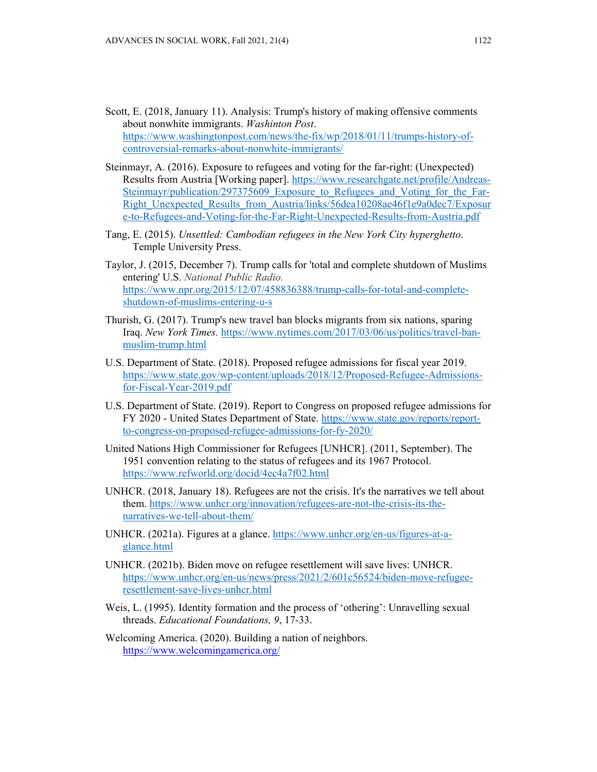Scott, E. (2018, January 11). Analysis: Trump's history of making offensive comments about nonwhite immigrants. *Washinton Post*. https://www.washingtonpost.com/news/the-fix/wp/2018/01/11/trumps-history-of-controversial-remarks-about-nonwhite-immigrants/

Steinmayr, A. (2016). Exposure to refugees and voting for the far-right: (Unexpected) Results from Austria [Working paper]. https://www.researchgate.net/profile/Andreas-Steinmayr/publication/297375609_Exposure_to_Refugees_and_Voting_for_the_Far-Right_Unexpected_Results_from_Austria/links/56dea10208ae46f1e9a0dec7/Exposure-to-Refugees-and-Voting-for-the-Far-Right-Unexpected-Results-from-Austria.pdf

Tang, E. (2015). *Unsettled: Cambodian refugees in the New York City hyperghetto*. Temple University Press.

Taylor, J. (2015, December 7). Trump calls for 'total and complete shutdown of Muslims entering' U.S. *National Public Radio.* https://www.npr.org/2015/12/07/458836388/trump-calls-for-total-and-complete-shutdown-of-muslims-entering-u-s

Thurish, G. (2017). Trump's new travel ban blocks migrants from six nations, sparing Iraq. *New York Times.* https://www.nytimes.com/2017/03/06/us/politics/travel-ban-muslim-trump.html

U.S. Department of State. (2018). Proposed refugee admissions for fiscal year 2019. https://www.state.gov/wp-content/uploads/2018/12/Proposed-Refugee-Admissions-for-Fiscal-Year-2019.pdf

U.S. Department of State. (2019). Report to Congress on proposed refugee admissions for FY 2020 - United States Department of State. https://www.state.gov/reports/report-to-congress-on-proposed-refugee-admissions-for-fy-2020/

United Nations High Commissioner for Refugees [UNHCR]. (2011, September). The 1951 convention relating to the status of refugees and its 1967 Protocol. https://www.refworld.org/docid/4ec4a7f02.html

UNHCR. (2018, January 18). Refugees are not the crisis. It's the narratives we tell about them. https://www.unhcr.org/innovation/refugees-are-not-the-crisis-its-the-narratives-we-tell-about-them/

UNHCR. (2021a). Figures at a glance. https://www.unhcr.org/en-us/figures-at-a-glance.html

UNHCR. (2021b). Biden move on refugee resettlement will save lives: UNHCR. https://www.unhcr.org/en-us/news/press/2021/2/601c56524/biden-move-refugee-resettlement-save-lives-unhcr.html

Weis, L. (1995). Identity formation and the process of 'othering': Unravelling sexual threads. *Educational Foundations, 9*, 17-33.

Welcoming America. (2020). Building a nation of neighbors. https://www.welcomingamerica.org/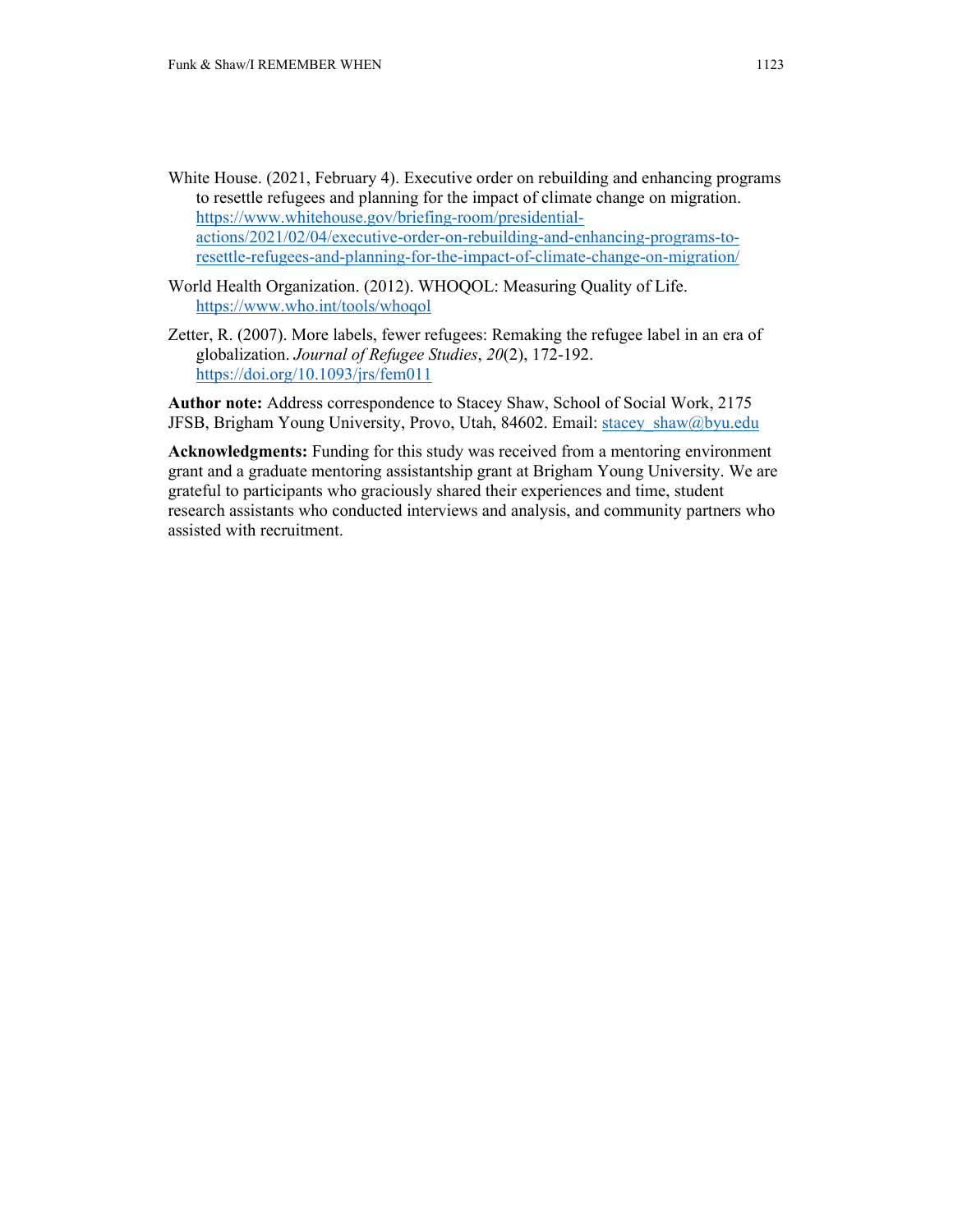White House. (2021, February 4). Executive order on rebuilding and enhancing programs to resettle refugees and planning for the impact of climate change on migration. https://www.whitehouse.gov/briefing-room/presidential-actions/2021/02/04/executive-order-on-rebuilding-and-enhancing-programs-to-resettle-refugees-and-planning-for-the-impact-of-climate-change-on-migration/

World Health Organization. (2012). WHOQOL: Measuring Quality of Life. https://www.who.int/tools/whoqol

Zetter, R. (2007). More labels, fewer refugees: Remaking the refugee label in an era of globalization. *Journal of Refugee Studies*, *20*(2), 172-192. https://doi.org/10.1093/jrs/fem011

**Author note:** Address correspondence to Stacey Shaw, School of Social Work, 2175 JFSB, Brigham Young University, Provo, Utah, 84602. Email: stacey_shaw@byu.edu

**Acknowledgments:** Funding for this study was received from a mentoring environment grant and a graduate mentoring assistantship grant at Brigham Young University. We are grateful to participants who graciously shared their experiences and time, student research assistants who conducted interviews and analysis, and community partners who assisted with recruitment.